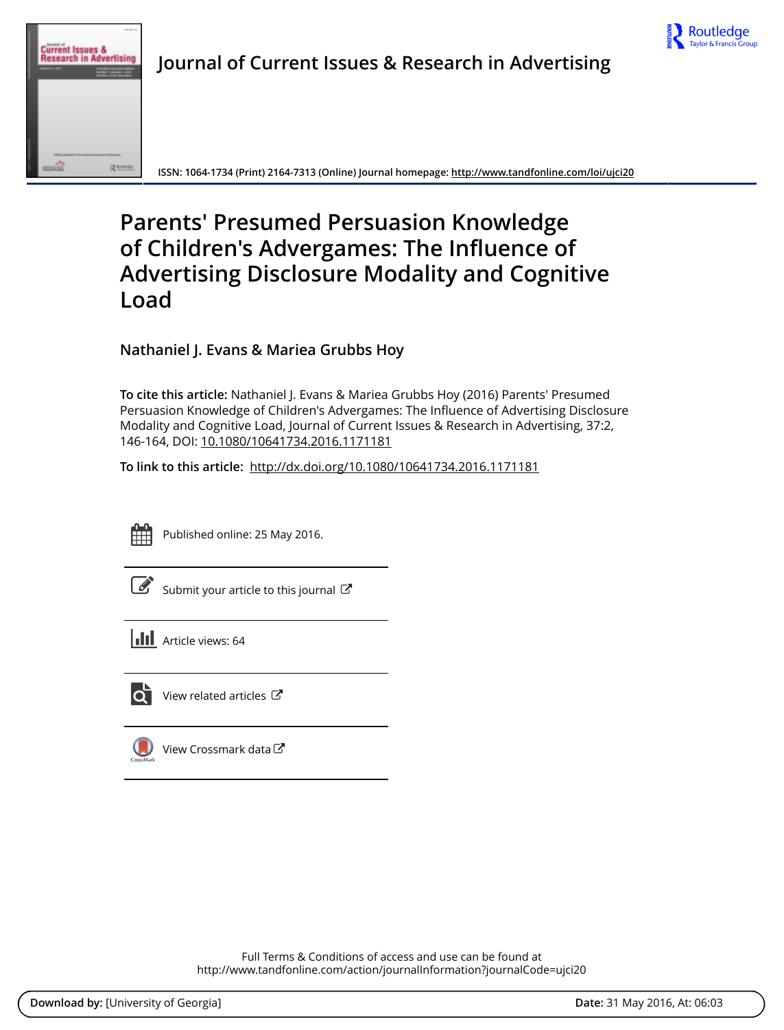Journal of Current Issues & Research in Advertising

ISSN: 1064-1734 (Print) 2164-7313 (Online) Journal homepage: http://www.tandfonline.com/loi/ujci20

# Parents' Presumed Persuasion Knowledge of Children's Advergames: The Influence of Advertising Disclosure Modality and Cognitive Load

## Nathaniel J. Evans & Mariea Grubbs Hoy

**To cite this article:** Nathaniel J. Evans & Mariea Grubbs Hoy (2016) Parents' Presumed Persuasion Knowledge of Children's Advergames: The Influence of Advertising Disclosure Modality and Cognitive Load, Journal of Current Issues & Research in Advertising, 37:2, 146-164, DOI: 10.1080/10641734.2016.1171181

**To link to this article:** http://dx.doi.org/10.1080/10641734.2016.1171181

Published online: 25 May 2016.

Submit your article to this journal

Article views: 64

View related articles

View Crossmark data

Full Terms & Conditions of access and use can be found at
http://www.tandfonline.com/action/journalInformation?journalCode=ujci20

**Download by:** [University of Georgia] **Date:** 31 May 2016, At: 06:03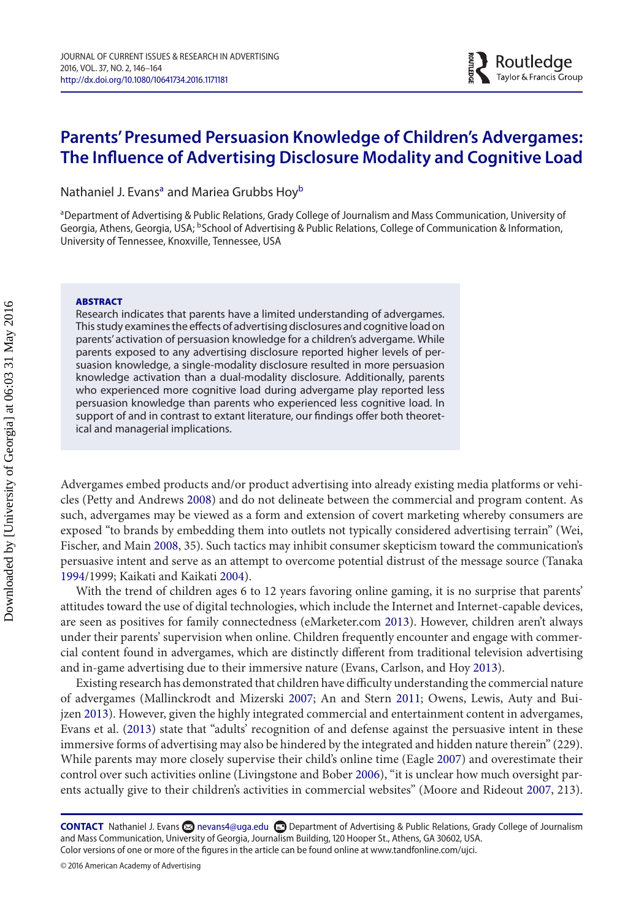# Parents' Presumed Persuasion Knowledge of Children's Advergames: The Influence of Advertising Disclosure Modality and Cognitive Load

Nathaniel J. Evans[a] and Mariea Grubbs Hoy[b]

[a]Department of Advertising & Public Relations, Grady College of Journalism and Mass Communication, University of Georgia, Athens, Georgia, USA; [b]School of Advertising & Public Relations, College of Communication & Information, University of Tennessee, Knoxville, Tennessee, USA

**ABSTRACT**

Research indicates that parents have a limited understanding of advergames. This study examines the effects of advertising disclosures and cognitive load on parents' activation of persuasion knowledge for a children's advergame. While parents exposed to any advertising disclosure reported higher levels of persuasion knowledge, a single-modality disclosure resulted in more persuasion knowledge activation than a dual-modality disclosure. Additionally, parents who experienced more cognitive load during advergame play reported less persuasion knowledge than parents who experienced less cognitive load. In support of and in contrast to extant literature, our findings offer both theoretical and managerial implications.

Advergames embed products and/or product advertising into already existing media platforms or vehicles (Petty and Andrews 2008) and do not delineate between the commercial and program content. As such, advergames may be viewed as a form and extension of covert marketing whereby consumers are exposed "to brands by embedding them into outlets not typically considered advertising terrain" (Wei, Fischer, and Main 2008, 35). Such tactics may inhibit consumer skepticism toward the communication's persuasive intent and serve as an attempt to overcome potential distrust of the message source (Tanaka 1994/1999; Kaikati and Kaikati 2004).

With the trend of children ages 6 to 12 years favoring online gaming, it is no surprise that parents' attitudes toward the use of digital technologies, which include the Internet and Internet-capable devices, are seen as positives for family connectedness (eMarketer.com 2013). However, children aren't always under their parents' supervision when online. Children frequently encounter and engage with commercial content found in advergames, which are distinctly different from traditional television advertising and in-game advertising due to their immersive nature (Evans, Carlson, and Hoy 2013).

Existing research has demonstrated that children have difficulty understanding the commercial nature of advergames (Mallinckrodt and Mizerski 2007; An and Stern 2011; Owens, Lewis, Auty and Buijzen 2013). However, given the highly integrated commercial and entertainment content in advergames, Evans et al. (2013) state that "adults' recognition of and defense against the persuasive intent in these immersive forms of advertising may also be hindered by the integrated and hidden nature therein" (229). While parents may more closely supervise their child's online time (Eagle 2007) and overestimate their control over such activities online (Livingstone and Bober 2006), "it is unclear how much oversight parents actually give to their children's activities in commercial websites" (Moore and Rideout 2007, 213).

**CONTACT** Nathaniel J. Evans nevans4@uga.edu Department of Advertising & Public Relations, Grady College of Journalism and Mass Communication, University of Georgia, Journalism Building, 120 Hooper St., Athens, GA 30602, USA.
Color versions of one or more of the figures in the article can be found online at www.tandfonline.com/ujci.

© 2016 American Academy of Advertising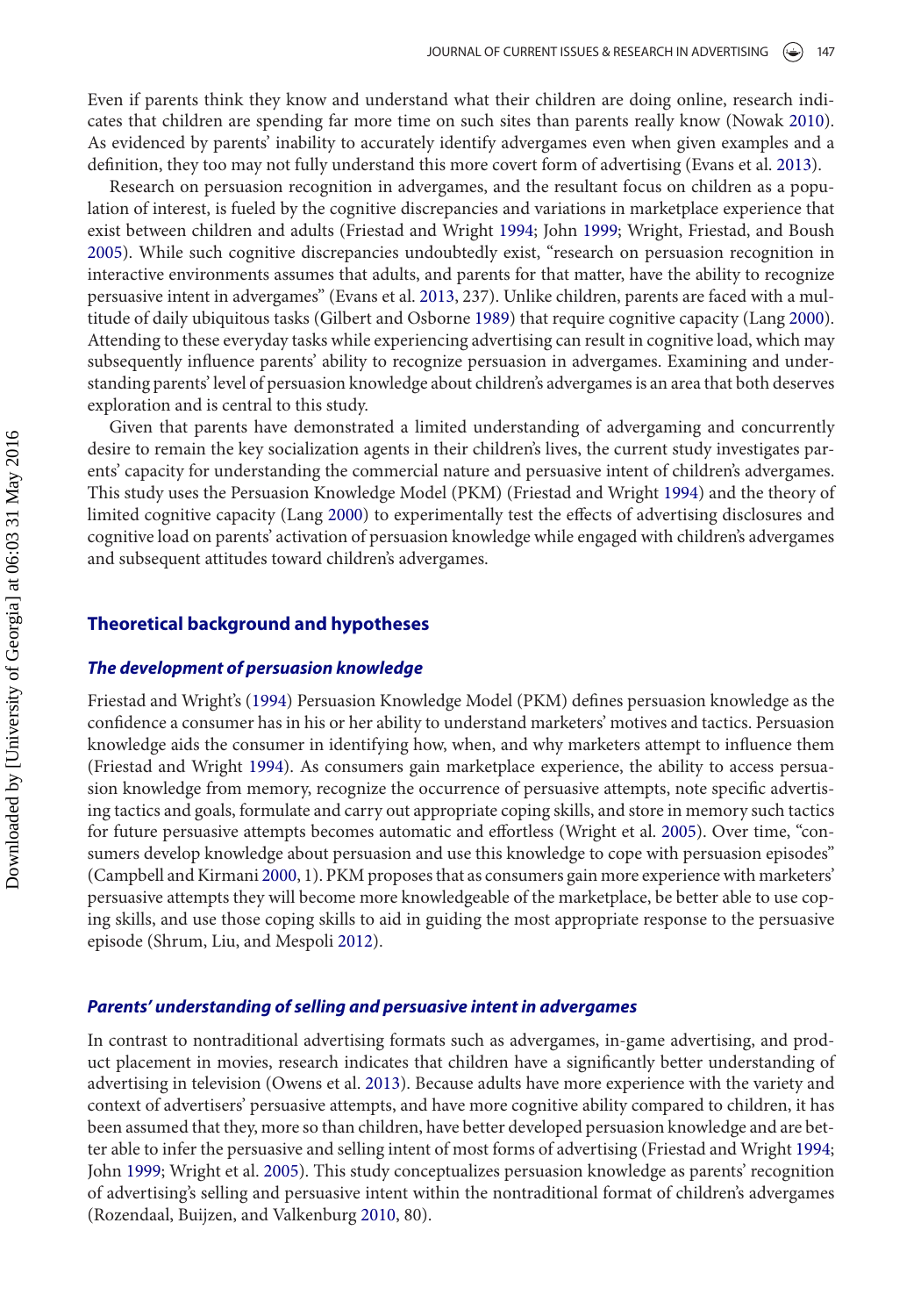Even if parents think they know and understand what their children are doing online, research indicates that children are spending far more time on such sites than parents really know (Nowak 2010). As evidenced by parents' inability to accurately identify advergames even when given examples and a definition, they too may not fully understand this more covert form of advertising (Evans et al. 2013).

Research on persuasion recognition in advergames, and the resultant focus on children as a population of interest, is fueled by the cognitive discrepancies and variations in marketplace experience that exist between children and adults (Friestad and Wright 1994; John 1999; Wright, Friestad, and Boush 2005). While such cognitive discrepancies undoubtedly exist, "research on persuasion recognition in interactive environments assumes that adults, and parents for that matter, have the ability to recognize persuasive intent in advergames" (Evans et al. 2013, 237). Unlike children, parents are faced with a multitude of daily ubiquitous tasks (Gilbert and Osborne 1989) that require cognitive capacity (Lang 2000). Attending to these everyday tasks while experiencing advertising can result in cognitive load, which may subsequently influence parents' ability to recognize persuasion in advergames. Examining and understanding parents' level of persuasion knowledge about children's advergames is an area that both deserves exploration and is central to this study.

Given that parents have demonstrated a limited understanding of advergaming and concurrently desire to remain the key socialization agents in their children's lives, the current study investigates parents' capacity for understanding the commercial nature and persuasive intent of children's advergames. This study uses the Persuasion Knowledge Model (PKM) (Friestad and Wright 1994) and the theory of limited cognitive capacity (Lang 2000) to experimentally test the effects of advertising disclosures and cognitive load on parents' activation of persuasion knowledge while engaged with children's advergames and subsequent attitudes toward children's advergames.

## Theoretical background and hypotheses

### *The development of persuasion knowledge*

Friestad and Wright's (1994) Persuasion Knowledge Model (PKM) defines persuasion knowledge as the confidence a consumer has in his or her ability to understand marketers' motives and tactics. Persuasion knowledge aids the consumer in identifying how, when, and why marketers attempt to influence them (Friestad and Wright 1994). As consumers gain marketplace experience, the ability to access persuasion knowledge from memory, recognize the occurrence of persuasive attempts, note specific advertising tactics and goals, formulate and carry out appropriate coping skills, and store in memory such tactics for future persuasive attempts becomes automatic and effortless (Wright et al. 2005). Over time, "consumers develop knowledge about persuasion and use this knowledge to cope with persuasion episodes" (Campbell and Kirmani 2000, 1). PKM proposes that as consumers gain more experience with marketers' persuasive attempts they will become more knowledgeable of the marketplace, be better able to use coping skills, and use those coping skills to aid in guiding the most appropriate response to the persuasive episode (Shrum, Liu, and Mespoli 2012).

### *Parents' understanding of selling and persuasive intent in advergames*

In contrast to nontraditional advertising formats such as advergames, in-game advertising, and product placement in movies, research indicates that children have a significantly better understanding of advertising in television (Owens et al. 2013). Because adults have more experience with the variety and context of advertisers' persuasive attempts, and have more cognitive ability compared to children, it has been assumed that they, more so than children, have better developed persuasion knowledge and are better able to infer the persuasive and selling intent of most forms of advertising (Friestad and Wright 1994; John 1999; Wright et al. 2005). This study conceptualizes persuasion knowledge as parents' recognition of advertising's selling and persuasive intent within the nontraditional format of children's advergames (Rozendaal, Buijzen, and Valkenburg 2010, 80).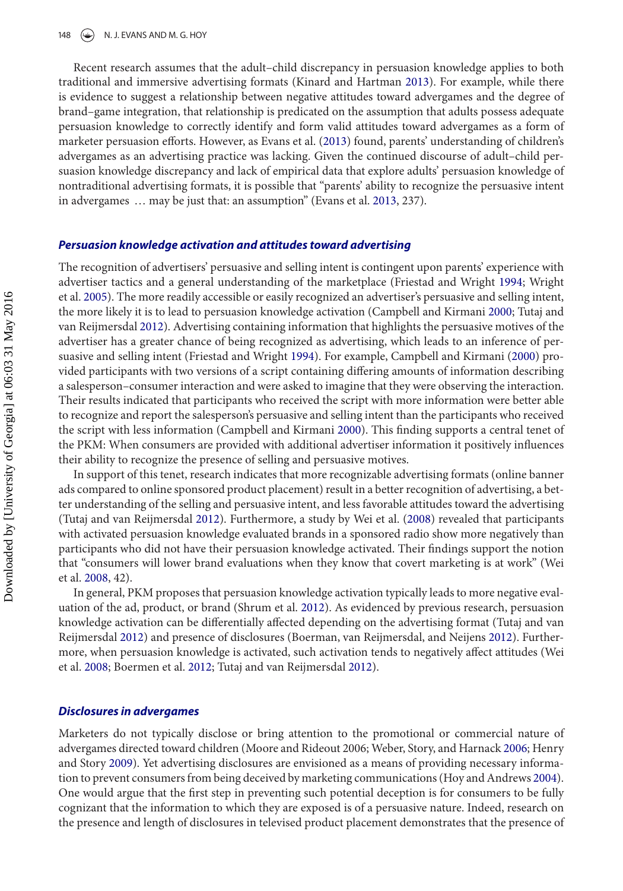Recent research assumes that the adult–child discrepancy in persuasion knowledge applies to both traditional and immersive advertising formats (Kinard and Hartman 2013). For example, while there is evidence to suggest a relationship between negative attitudes toward advergames and the degree of brand–game integration, that relationship is predicated on the assumption that adults possess adequate persuasion knowledge to correctly identify and form valid attitudes toward advergames as a form of marketer persuasion efforts. However, as Evans et al. (2013) found, parents' understanding of children's advergames as an advertising practice was lacking. Given the continued discourse of adult–child persuasion knowledge discrepancy and lack of empirical data that explore adults' persuasion knowledge of nontraditional advertising formats, it is possible that "parents' ability to recognize the persuasive intent in advergames … may be just that: an assumption" (Evans et al. 2013, 237).

### *Persuasion knowledge activation and attitudes toward advertising*

The recognition of advertisers' persuasive and selling intent is contingent upon parents' experience with advertiser tactics and a general understanding of the marketplace (Friestad and Wright 1994; Wright et al. 2005). The more readily accessible or easily recognized an advertiser's persuasive and selling intent, the more likely it is to lead to persuasion knowledge activation (Campbell and Kirmani 2000; Tutaj and van Reijmersdal 2012). Advertising containing information that highlights the persuasive motives of the advertiser has a greater chance of being recognized as advertising, which leads to an inference of persuasive and selling intent (Friestad and Wright 1994). For example, Campbell and Kirmani (2000) provided participants with two versions of a script containing differing amounts of information describing a salesperson–consumer interaction and were asked to imagine that they were observing the interaction. Their results indicated that participants who received the script with more information were better able to recognize and report the salesperson's persuasive and selling intent than the participants who received the script with less information (Campbell and Kirmani 2000). This finding supports a central tenet of the PKM: When consumers are provided with additional advertiser information it positively influences their ability to recognize the presence of selling and persuasive motives.

In support of this tenet, research indicates that more recognizable advertising formats (online banner ads compared to online sponsored product placement) result in a better recognition of advertising, a better understanding of the selling and persuasive intent, and less favorable attitudes toward the advertising (Tutaj and van Reijmersdal 2012). Furthermore, a study by Wei et al. (2008) revealed that participants with activated persuasion knowledge evaluated brands in a sponsored radio show more negatively than participants who did not have their persuasion knowledge activated. Their findings support the notion that "consumers will lower brand evaluations when they know that covert marketing is at work" (Wei et al. 2008, 42).

In general, PKM proposes that persuasion knowledge activation typically leads to more negative evaluation of the ad, product, or brand (Shrum et al. 2012). As evidenced by previous research, persuasion knowledge activation can be differentially affected depending on the advertising format (Tutaj and van Reijmersdal 2012) and presence of disclosures (Boerman, van Reijmersdal, and Neijens 2012). Furthermore, when persuasion knowledge is activated, such activation tends to negatively affect attitudes (Wei et al. 2008; Boermen et al. 2012; Tutaj and van Reijmersdal 2012).

### *Disclosures in advergames*

Marketers do not typically disclose or bring attention to the promotional or commercial nature of advergames directed toward children (Moore and Rideout 2006; Weber, Story, and Harnack 2006; Henry and Story 2009). Yet advertising disclosures are envisioned as a means of providing necessary information to prevent consumers from being deceived by marketing communications (Hoy and Andrews 2004). One would argue that the first step in preventing such potential deception is for consumers to be fully cognizant that the information to which they are exposed is of a persuasive nature. Indeed, research on the presence and length of disclosures in televised product placement demonstrates that the presence of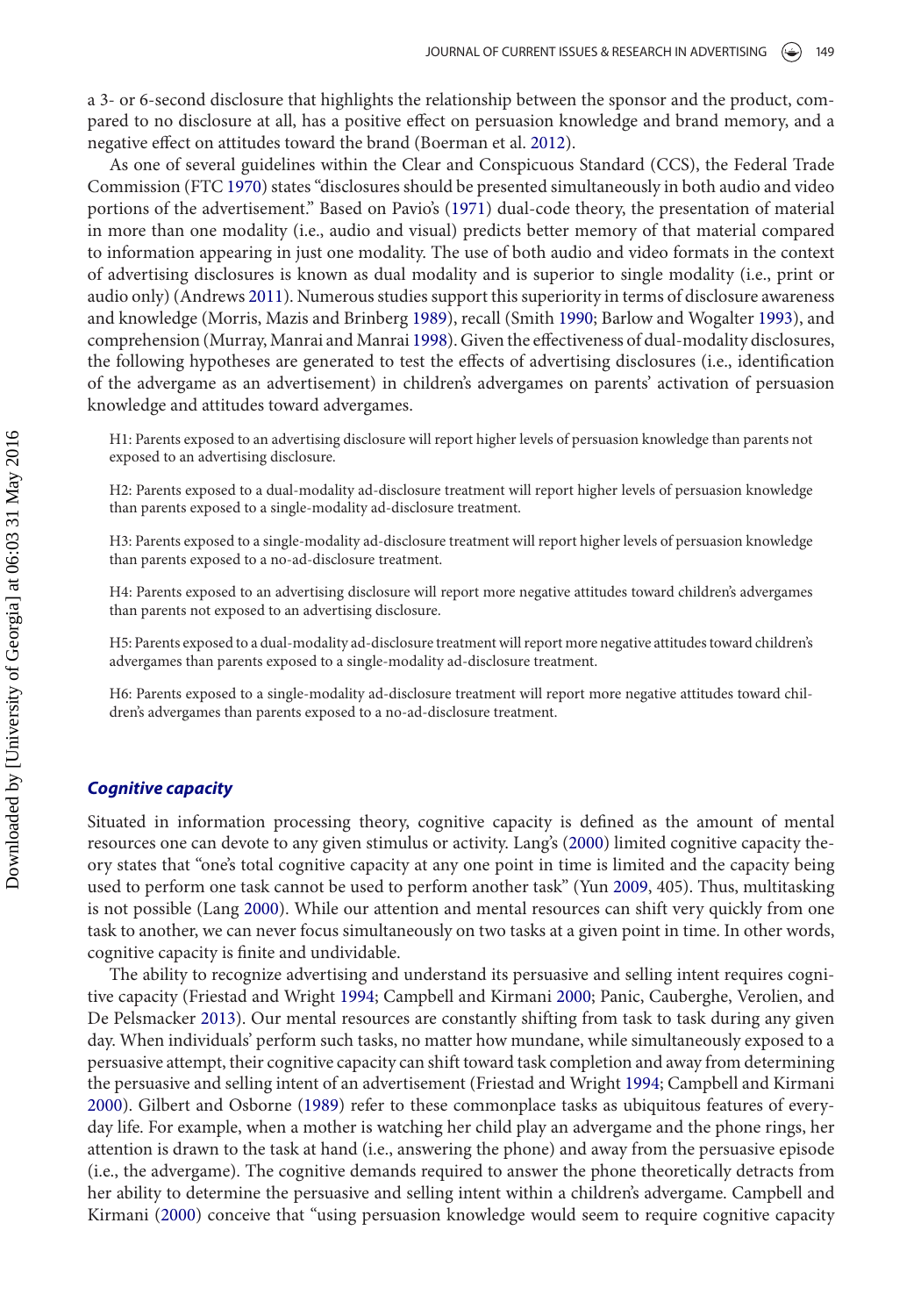a 3- or 6-second disclosure that highlights the relationship between the sponsor and the product, compared to no disclosure at all, has a positive effect on persuasion knowledge and brand memory, and a negative effect on attitudes toward the brand (Boerman et al. 2012).

As one of several guidelines within the Clear and Conspicuous Standard (CCS), the Federal Trade Commission (FTC 1970) states "disclosures should be presented simultaneously in both audio and video portions of the advertisement." Based on Pavio's (1971) dual-code theory, the presentation of material in more than one modality (i.e., audio and visual) predicts better memory of that material compared to information appearing in just one modality. The use of both audio and video formats in the context of advertising disclosures is known as dual modality and is superior to single modality (i.e., print or audio only) (Andrews 2011). Numerous studies support this superiority in terms of disclosure awareness and knowledge (Morris, Mazis and Brinberg 1989), recall (Smith 1990; Barlow and Wogalter 1993), and comprehension (Murray, Manrai and Manrai 1998). Given the effectiveness of dual-modality disclosures, the following hypotheses are generated to test the effects of advertising disclosures (i.e., identification of the advergame as an advertisement) in children's advergames on parents' activation of persuasion knowledge and attitudes toward advergames.

H1: Parents exposed to an advertising disclosure will report higher levels of persuasion knowledge than parents not exposed to an advertising disclosure.

H2: Parents exposed to a dual-modality ad-disclosure treatment will report higher levels of persuasion knowledge than parents exposed to a single-modality ad-disclosure treatment.

H3: Parents exposed to a single-modality ad-disclosure treatment will report higher levels of persuasion knowledge than parents exposed to a no-ad-disclosure treatment.

H4: Parents exposed to an advertising disclosure will report more negative attitudes toward children's advergames than parents not exposed to an advertising disclosure.

H5: Parents exposed to a dual-modality ad-disclosure treatment will report more negative attitudes toward children's advergames than parents exposed to a single-modality ad-disclosure treatment.

H6: Parents exposed to a single-modality ad-disclosure treatment will report more negative attitudes toward children's advergames than parents exposed to a no-ad-disclosure treatment.

### *Cognitive capacity*

Situated in information processing theory, cognitive capacity is defined as the amount of mental resources one can devote to any given stimulus or activity. Lang's (2000) limited cognitive capacity theory states that "one's total cognitive capacity at any one point in time is limited and the capacity being used to perform one task cannot be used to perform another task" (Yun 2009, 405). Thus, multitasking is not possible (Lang 2000). While our attention and mental resources can shift very quickly from one task to another, we can never focus simultaneously on two tasks at a given point in time. In other words, cognitive capacity is finite and undividable.

The ability to recognize advertising and understand its persuasive and selling intent requires cognitive capacity (Friestad and Wright 1994; Campbell and Kirmani 2000; Panic, Cauberghe, Verolien, and De Pelsmacker 2013). Our mental resources are constantly shifting from task to task during any given day. When individuals' perform such tasks, no matter how mundane, while simultaneously exposed to a persuasive attempt, their cognitive capacity can shift toward task completion and away from determining the persuasive and selling intent of an advertisement (Friestad and Wright 1994; Campbell and Kirmani 2000). Gilbert and Osborne (1989) refer to these commonplace tasks as ubiquitous features of everyday life. For example, when a mother is watching her child play an advergame and the phone rings, her attention is drawn to the task at hand (i.e., answering the phone) and away from the persuasive episode (i.e., the advergame). The cognitive demands required to answer the phone theoretically detracts from her ability to determine the persuasive and selling intent within a children's advergame. Campbell and Kirmani (2000) conceive that "using persuasion knowledge would seem to require cognitive capacity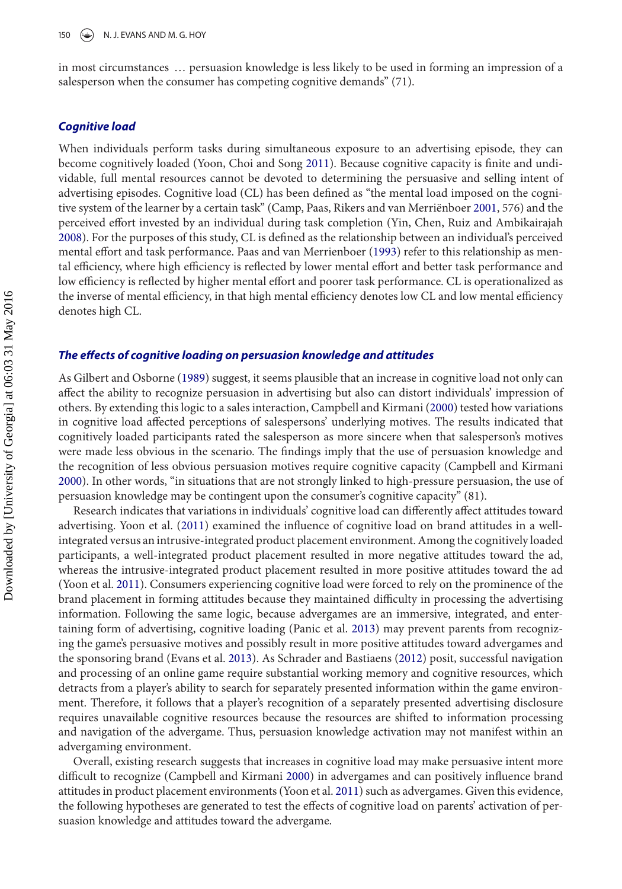in most circumstances … persuasion knowledge is less likely to be used in forming an impression of a salesperson when the consumer has competing cognitive demands" (71).

### *Cognitive load*

When individuals perform tasks during simultaneous exposure to an advertising episode, they can become cognitively loaded (Yoon, Choi and Song 2011). Because cognitive capacity is finite and undividable, full mental resources cannot be devoted to determining the persuasive and selling intent of advertising episodes. Cognitive load (CL) has been defined as "the mental load imposed on the cognitive system of the learner by a certain task" (Camp, Paas, Rikers and van Merriënboer 2001, 576) and the perceived effort invested by an individual during task completion (Yin, Chen, Ruiz and Ambikairajah 2008). For the purposes of this study, CL is defined as the relationship between an individual's perceived mental effort and task performance. Paas and van Merrienboer (1993) refer to this relationship as mental efficiency, where high efficiency is reflected by lower mental effort and better task performance and low efficiency is reflected by higher mental effort and poorer task performance. CL is operationalized as the inverse of mental efficiency, in that high mental efficiency denotes low CL and low mental efficiency denotes high CL.

### *The effects of cognitive loading on persuasion knowledge and attitudes*

As Gilbert and Osborne (1989) suggest, it seems plausible that an increase in cognitive load not only can affect the ability to recognize persuasion in advertising but also can distort individuals' impression of others. By extending this logic to a sales interaction, Campbell and Kirmani (2000) tested how variations in cognitive load affected perceptions of salespersons' underlying motives. The results indicated that cognitively loaded participants rated the salesperson as more sincere when that salesperson's motives were made less obvious in the scenario. The findings imply that the use of persuasion knowledge and the recognition of less obvious persuasion motives require cognitive capacity (Campbell and Kirmani 2000). In other words, "in situations that are not strongly linked to high-pressure persuasion, the use of persuasion knowledge may be contingent upon the consumer's cognitive capacity" (81).

Research indicates that variations in individuals' cognitive load can differently affect attitudes toward advertising. Yoon et al. (2011) examined the influence of cognitive load on brand attitudes in a well-integrated versus an intrusive-integrated product placement environment. Among the cognitively loaded participants, a well-integrated product placement resulted in more negative attitudes toward the ad, whereas the intrusive-integrated product placement resulted in more positive attitudes toward the ad (Yoon et al. 2011). Consumers experiencing cognitive load were forced to rely on the prominence of the brand placement in forming attitudes because they maintained difficulty in processing the advertising information. Following the same logic, because advergames are an immersive, integrated, and entertaining form of advertising, cognitive loading (Panic et al. 2013) may prevent parents from recognizing the game's persuasive motives and possibly result in more positive attitudes toward advergames and the sponsoring brand (Evans et al. 2013). As Schrader and Bastiaens (2012) posit, successful navigation and processing of an online game require substantial working memory and cognitive resources, which detracts from a player's ability to search for separately presented information within the game environment. Therefore, it follows that a player's recognition of a separately presented advertising disclosure requires unavailable cognitive resources because the resources are shifted to information processing and navigation of the advergame. Thus, persuasion knowledge activation may not manifest within an advergaming environment.

Overall, existing research suggests that increases in cognitive load may make persuasive intent more difficult to recognize (Campbell and Kirmani 2000) in advergames and can positively influence brand attitudes in product placement environments (Yoon et al. 2011) such as advergames. Given this evidence, the following hypotheses are generated to test the effects of cognitive load on parents' activation of persuasion knowledge and attitudes toward the advergame.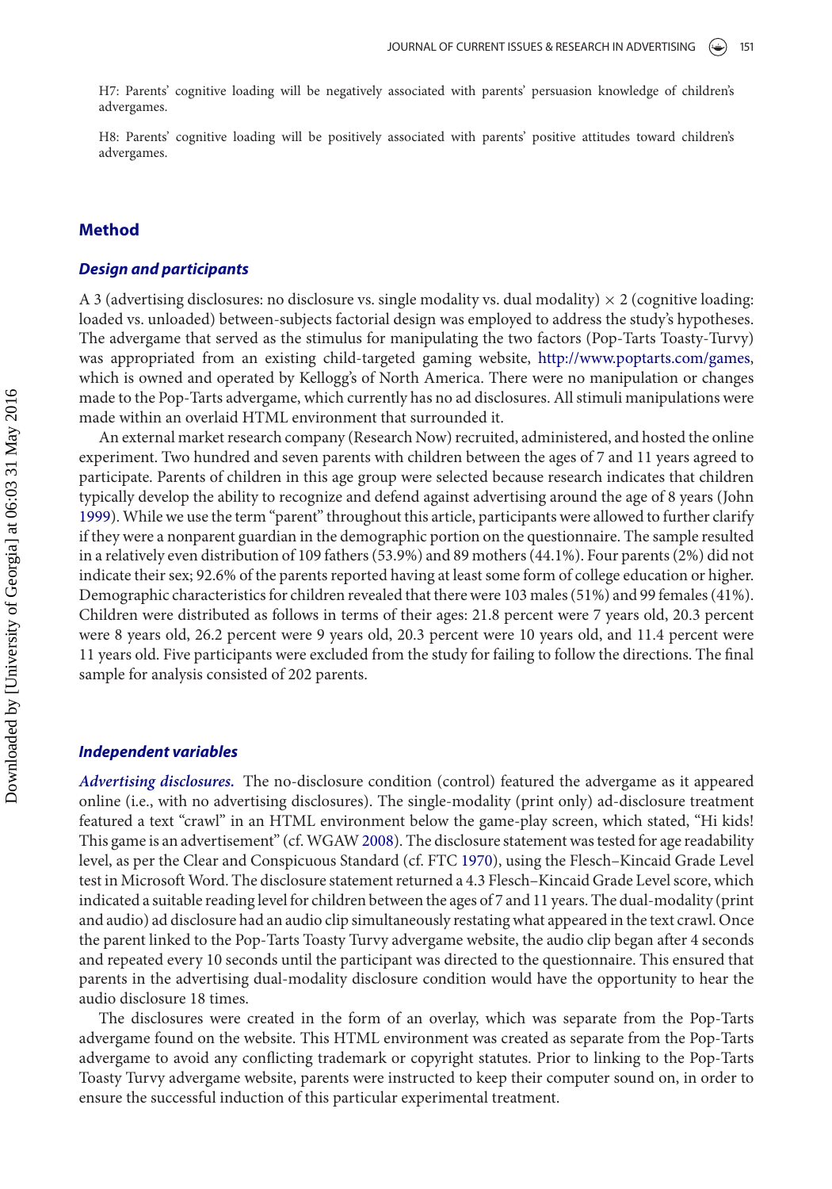H7: Parents' cognitive loading will be negatively associated with parents' persuasion knowledge of children's advergames.

H8: Parents' cognitive loading will be positively associated with parents' positive attitudes toward children's advergames.

## Method

### *Design and participants*

A 3 (advertising disclosures: no disclosure vs. single modality vs. dual modality) $\times$ 2 (cognitive loading: loaded vs. unloaded) between-subjects factorial design was employed to address the study's hypotheses. The advergame that served as the stimulus for manipulating the two factors (Pop-Tarts Toasty-Turvy) was appropriated from an existing child-targeted gaming website, http://www.poptarts.com/games, which is owned and operated by Kellogg's of North America. There were no manipulation or changes made to the Pop-Tarts advergame, which currently has no ad disclosures. All stimuli manipulations were made within an overlaid HTML environment that surrounded it.

An external market research company (Research Now) recruited, administered, and hosted the online experiment. Two hundred and seven parents with children between the ages of 7 and 11 years agreed to participate. Parents of children in this age group were selected because research indicates that children typically develop the ability to recognize and defend against advertising around the age of 8 years (John 1999). While we use the term "parent" throughout this article, participants were allowed to further clarify if they were a nonparent guardian in the demographic portion on the questionnaire. The sample resulted in a relatively even distribution of 109 fathers (53.9%) and 89 mothers (44.1%). Four parents (2%) did not indicate their sex; 92.6% of the parents reported having at least some form of college education or higher. Demographic characteristics for children revealed that there were 103 males (51%) and 99 females (41%). Children were distributed as follows in terms of their ages: 21.8 percent were 7 years old, 20.3 percent were 8 years old, 26.2 percent were 9 years old, 20.3 percent were 10 years old, and 11.4 percent were 11 years old. Five participants were excluded from the study for failing to follow the directions. The final sample for analysis consisted of 202 parents.

### *Independent variables*

***Advertising disclosures.*** The no-disclosure condition (control) featured the advergame as it appeared online (i.e., with no advertising disclosures). The single-modality (print only) ad-disclosure treatment featured a text "crawl" in an HTML environment below the game-play screen, which stated, "Hi kids! This game is an advertisement" (cf. WGAW 2008). The disclosure statement was tested for age readability level, as per the Clear and Conspicuous Standard (cf. FTC 1970), using the Flesch–Kincaid Grade Level test in Microsoft Word. The disclosure statement returned a 4.3 Flesch–Kincaid Grade Level score, which indicated a suitable reading level for children between the ages of 7 and 11 years. The dual-modality (print and audio) ad disclosure had an audio clip simultaneously restating what appeared in the text crawl. Once the parent linked to the Pop-Tarts Toasty Turvy advergame website, the audio clip began after 4 seconds and repeated every 10 seconds until the participant was directed to the questionnaire. This ensured that parents in the advertising dual-modality disclosure condition would have the opportunity to hear the audio disclosure 18 times.

The disclosures were created in the form of an overlay, which was separate from the Pop-Tarts advergame found on the website. This HTML environment was created as separate from the Pop-Tarts advergame to avoid any conflicting trademark or copyright statutes. Prior to linking to the Pop-Tarts Toasty Turvy advergame website, parents were instructed to keep their computer sound on, in order to ensure the successful induction of this particular experimental treatment.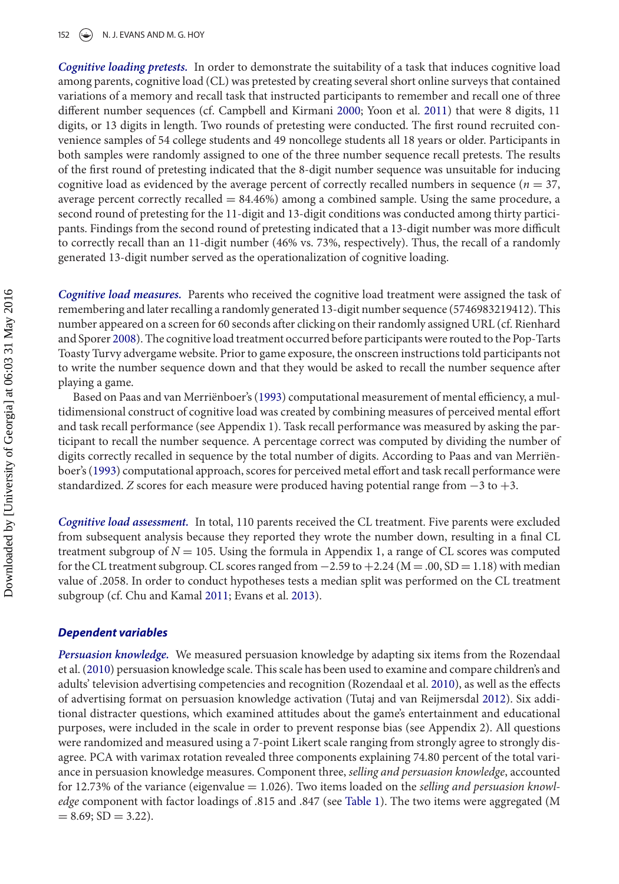***Cognitive loading pretests.*** In order to demonstrate the suitability of a task that induces cognitive load among parents, cognitive load (CL) was pretested by creating several short online surveys that contained variations of a memory and recall task that instructed participants to remember and recall one of three different number sequences (cf. Campbell and Kirmani 2000; Yoon et al. 2011) that were 8 digits, 11 digits, or 13 digits in length. Two rounds of pretesting were conducted. The first round recruited convenience samples of 54 college students and 49 noncollege students all 18 years or older. Participants in both samples were randomly assigned to one of the three number sequence recall pretests. The results of the first round of pretesting indicated that the 8-digit number sequence was unsuitable for inducing cognitive load as evidenced by the average percent of correctly recalled numbers in sequence ($n = 37$, average percent correctly recalled = 84.46%) among a combined sample. Using the same procedure, a second round of pretesting for the 11-digit and 13-digit conditions was conducted among thirty participants. Findings from the second round of pretesting indicated that a 13-digit number was more difficult to correctly recall than an 11-digit number (46% vs. 73%, respectively). Thus, the recall of a randomly generated 13-digit number served as the operationalization of cognitive loading.

***Cognitive load measures.*** Parents who received the cognitive load treatment were assigned the task of remembering and later recalling a randomly generated 13-digit number sequence (5746983219412). This number appeared on a screen for 60 seconds after clicking on their randomly assigned URL (cf. Rienhard and Sporer 2008). The cognitive load treatment occurred before participants were routed to the Pop-Tarts Toasty Turvy advergame website. Prior to game exposure, the onscreen instructions told participants not to write the number sequence down and that they would be asked to recall the number sequence after playing a game.

Based on Paas and van Merriënboer's (1993) computational measurement of mental efficiency, a multidimensional construct of cognitive load was created by combining measures of perceived mental effort and task recall performance (see Appendix 1). Task recall performance was measured by asking the participant to recall the number sequence. A percentage correct was computed by dividing the number of digits correctly recalled in sequence by the total number of digits. According to Paas and van Merriënboer's (1993) computational approach, scores for perceived metal effort and task recall performance were standardized. $Z$ scores for each measure were produced having potential range from $-3$ to $+3$.

***Cognitive load assessment.*** In total, 110 parents received the CL treatment. Five parents were excluded from subsequent analysis because they reported they wrote the number down, resulting in a final CL treatment subgroup of $N = 105$. Using the formula in Appendix 1, a range of CL scores was computed for the CL treatment subgroup. CL scores ranged from $-2.59$ to $+2.24$ (M = .00, SD = 1.18) with median value of .2058. In order to conduct hypotheses tests a median split was performed on the CL treatment subgroup (cf. Chu and Kamal 2011; Evans et al. 2013).

### *Dependent variables*

***Persuasion knowledge.*** We measured persuasion knowledge by adapting six items from the Rozendaal et al. (2010) persuasion knowledge scale. This scale has been used to examine and compare children's and adults' television advertising competencies and recognition (Rozendaal et al. 2010), as well as the effects of advertising format on persuasion knowledge activation (Tutaj and van Reijmersdal 2012). Six additional distracter questions, which examined attitudes about the game's entertainment and educational purposes, were included in the scale in order to prevent response bias (see Appendix 2). All questions were randomized and measured using a 7-point Likert scale ranging from strongly agree to strongly disagree. PCA with varimax rotation revealed three components explaining 74.80 percent of the total variance in persuasion knowledge measures. Component three, *selling and persuasion knowledge*, accounted for 12.73% of the variance (eigenvalue = 1.026). Two items loaded on the *selling and persuasion knowledge* component with factor loadings of .815 and .847 (see Table 1). The two items were aggregated (M = 8.69; SD = 3.22).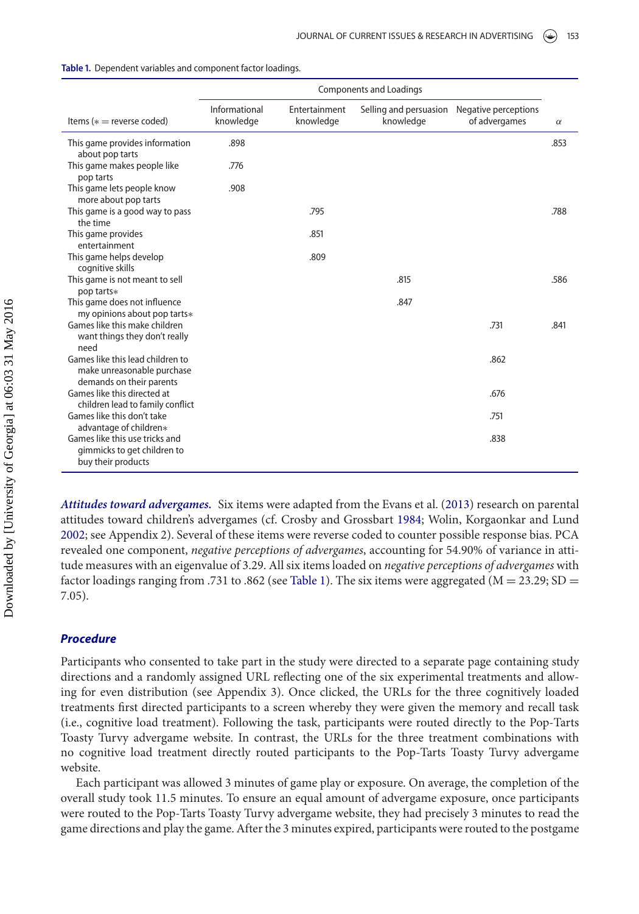**Table 1.** Dependent variables and component factor loadings.

| Items (∗ = reverse coded) | Components and Loadings | | | | |
|---|---|---|---|---|---|
| | Informational knowledge | Entertainment knowledge | Selling and persuasion knowledge | Negative perceptions of advergames | $\alpha$ |
| This game provides information about pop tarts | .898 | | | | .853 |
| This game makes people like pop tarts | .776 | | | | |
| This game lets people know more about pop tarts | .908 | | | | |
| This game is a good way to pass the time | | .795 | | | .788 |
| This game provides entertainment | | .851 | | | |
| This game helps develop cognitive skills | | .809 | | | |
| This game is not meant to sell pop tarts∗ | | | .815 | | .586 |
| This game does not influence my opinions about pop tarts∗ | | | .847 | | |
| Games like this make children want things they don't really need | | | | .731 | .841 |
| Games like this lead children to make unreasonable purchase demands on their parents | | | | .862 | |
| Games like this directed at children lead to family conflict | | | | .676 | |
| Games like this don't take advantage of children∗ | | | | .751 | |
| Games like this use tricks and gimmicks to get children to buy their products | | | | .838 | |

***Attitudes toward advergames.*** Six items were adapted from the Evans et al. (2013) research on parental attitudes toward children's advergames (cf. Crosby and Grossbart 1984; Wolin, Korgaonkar and Lund 2002; see Appendix 2). Several of these items were reverse coded to counter possible response bias. PCA revealed one component, *negative perceptions of advergames*, accounting for 54.90% of variance in attitude measures with an eigenvalue of 3.29. All six items loaded on *negative perceptions of advergames* with factor loadings ranging from .731 to .862 (see Table 1). The six items were aggregated ($M = 23.29$; $SD = 7.05$).

### *Procedure*

Participants who consented to take part in the study were directed to a separate page containing study directions and a randomly assigned URL reflecting one of the six experimental treatments and allowing for even distribution (see Appendix 3). Once clicked, the URLs for the three cognitively loaded treatments first directed participants to a screen whereby they were given the memory and recall task (i.e., cognitive load treatment). Following the task, participants were routed directly to the Pop-Tarts Toasty Turvy advergame website. In contrast, the URLs for the three treatment combinations with no cognitive load treatment directly routed participants to the Pop-Tarts Toasty Turvy advergame website.

Each participant was allowed 3 minutes of game play or exposure. On average, the completion of the overall study took 11.5 minutes. To ensure an equal amount of advergame exposure, once participants were routed to the Pop-Tarts Toasty Turvy advergame website, they had precisely 3 minutes to read the game directions and play the game. After the 3 minutes expired, participants were routed to the postgame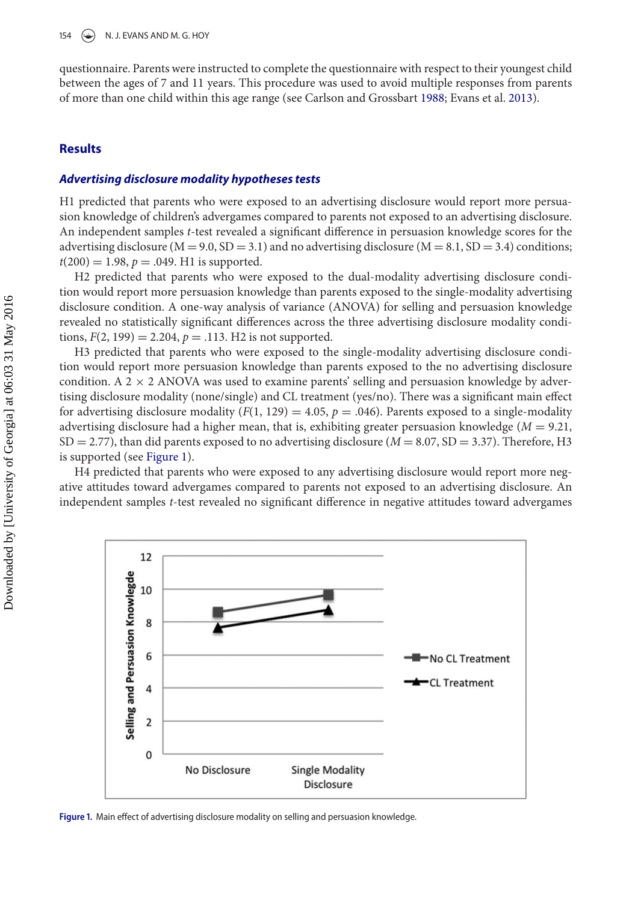questionnaire. Parents were instructed to complete the questionnaire with respect to their youngest child between the ages of 7 and 11 years. This procedure was used to avoid multiple responses from parents of more than one child within this age range (see Carlson and Grossbart 1988; Evans et al. 2013).

## Results

### *Advertising disclosure modality hypotheses tests*

H1 predicted that parents who were exposed to an advertising disclosure would report more persuasion knowledge of children's advergames compared to parents not exposed to an advertising disclosure. An independent samples *t*-test revealed a significant difference in persuasion knowledge scores for the advertising disclosure (M = 9.0, SD = 3.1) and no advertising disclosure (M = 8.1, SD = 3.4) conditions; $t(200) = 1.98$, $p = .049$. H1 is supported.

H2 predicted that parents who were exposed to the dual-modality advertising disclosure condition would report more persuasion knowledge than parents exposed to the single-modality advertising disclosure condition. A one-way analysis of variance (ANOVA) for selling and persuasion knowledge revealed no statistically significant differences across the three advertising disclosure modality conditions, $F(2, 199) = 2.204$, $p = .113$. H2 is not supported.

H3 predicted that parents who were exposed to the single-modality advertising disclosure condition would report more persuasion knowledge than parents exposed to the no advertising disclosure condition. A 2 × 2 ANOVA was used to examine parents' selling and persuasion knowledge by advertising disclosure modality (none/single) and CL treatment (yes/no). There was a significant main effect for advertising disclosure modality ($F(1, 129) = 4.05$, $p = .046$). Parents exposed to a single-modality advertising disclosure had a higher mean, that is, exhibiting greater persuasion knowledge ($M = 9.21$, SD = 2.77), than did parents exposed to no advertising disclosure ($M = 8.07$, SD = 3.37). Therefore, H3 is supported (see Figure 1).

H4 predicted that parents who were exposed to any advertising disclosure would report more negative attitudes toward advergames compared to parents not exposed to an advertising disclosure. An independent samples *t*-test revealed no significant difference in negative attitudes toward advergames

Figure 1. Main effect of advertising disclosure modality on selling and persuasion knowledge.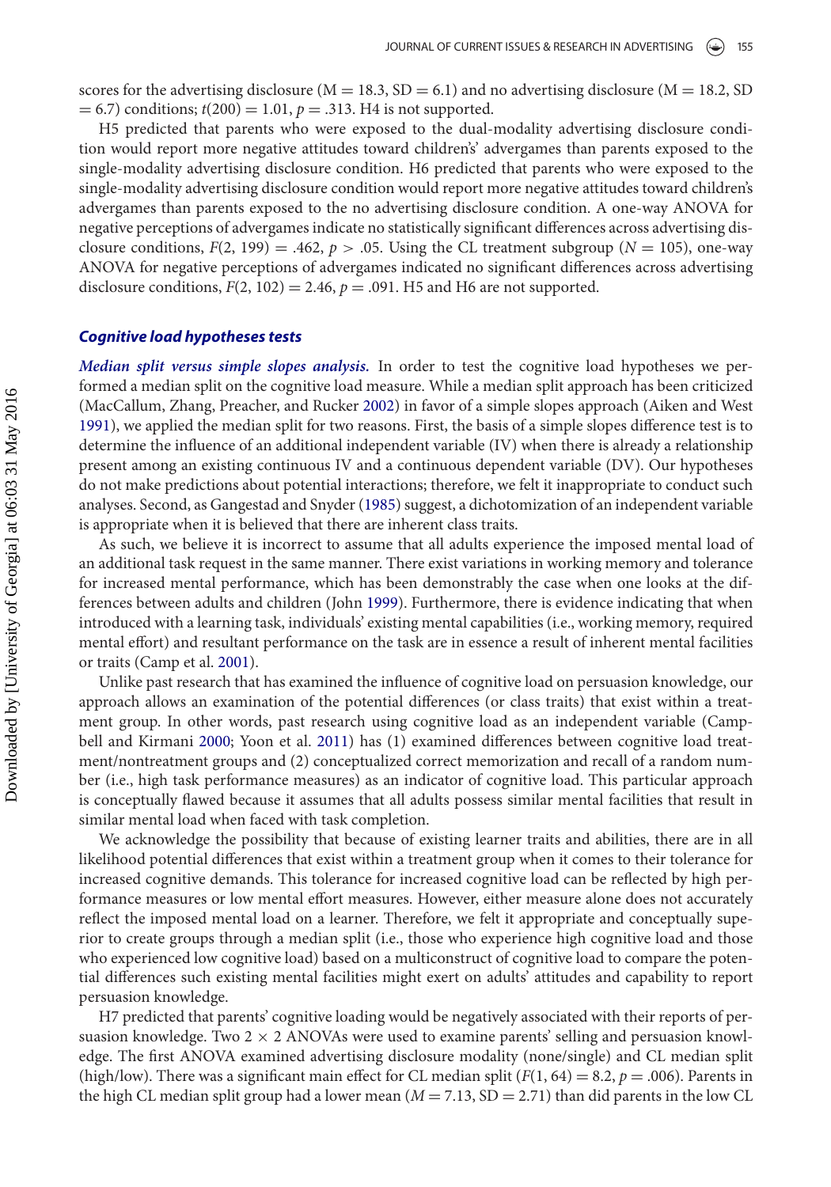scores for the advertising disclosure (M = 18.3, SD = 6.1) and no advertising disclosure (M = 18.2, SD = 6.7) conditions; $t(200) = 1.01$, $p = .313$. H4 is not supported.

H5 predicted that parents who were exposed to the dual-modality advertising disclosure condition would report more negative attitudes toward childrens' advergames than parents exposed to the single-modality advertising disclosure condition. H6 predicted that parents who were exposed to the single-modality advertising disclosure condition would report more negative attitudes toward children's advergames than parents exposed to the no advertising disclosure condition. A one-way ANOVA for negative perceptions of advergames indicate no statistically significant differences across advertising disclosure conditions, $F(2, 199) = .462$, $p > .05$. Using the CL treatment subgroup ($N = 105$), one-way ANOVA for negative perceptions of advergames indicated no significant differences across advertising disclosure conditions, $F(2, 102) = 2.46$, $p = .091$. H5 and H6 are not supported.

### Cognitive load hypotheses tests

***Median split versus simple slopes analysis.*** In order to test the cognitive load hypotheses we performed a median split on the cognitive load measure. While a median split approach has been criticized (MacCallum, Zhang, Preacher, and Rucker 2002) in favor of a simple slopes approach (Aiken and West 1991), we applied the median split for two reasons. First, the basis of a simple slopes difference test is to determine the influence of an additional independent variable (IV) when there is already a relationship present among an existing continuous IV and a continuous dependent variable (DV). Our hypotheses do not make predictions about potential interactions; therefore, we felt it inappropriate to conduct such analyses. Second, as Gangestad and Snyder (1985) suggest, a dichotomization of an independent variable is appropriate when it is believed that there are inherent class traits.

As such, we believe it is incorrect to assume that all adults experience the imposed mental load of an additional task request in the same manner. There exist variations in working memory and tolerance for increased mental performance, which has been demonstrably the case when one looks at the differences between adults and children (John 1999). Furthermore, there is evidence indicating that when introduced with a learning task, individuals' existing mental capabilities (i.e., working memory, required mental effort) and resultant performance on the task are in essence a result of inherent mental facilities or traits (Camp et al. 2001).

Unlike past research that has examined the influence of cognitive load on persuasion knowledge, our approach allows an examination of the potential differences (or class traits) that exist within a treatment group. In other words, past research using cognitive load as an independent variable (Campbell and Kirmani 2000; Yoon et al. 2011) has (1) examined differences between cognitive load treatment/nontreatment groups and (2) conceptualized correct memorization and recall of a random number (i.e., high task performance measures) as an indicator of cognitive load. This particular approach is conceptually flawed because it assumes that all adults possess similar mental facilities that result in similar mental load when faced with task completion.

We acknowledge the possibility that because of existing learner traits and abilities, there are in all likelihood potential differences that exist within a treatment group when it comes to their tolerance for increased cognitive demands. This tolerance for increased cognitive load can be reflected by high performance measures or low mental effort measures. However, either measure alone does not accurately reflect the imposed mental load on a learner. Therefore, we felt it appropriate and conceptually superior to create groups through a median split (i.e., those who experience high cognitive load and those who experienced low cognitive load) based on a multiconstruct of cognitive load to compare the potential differences such existing mental facilities might exert on adults' attitudes and capability to report persuasion knowledge.

H7 predicted that parents' cognitive loading would be negatively associated with their reports of persuasion knowledge. Two 2 × 2 ANOVAs were used to examine parents' selling and persuasion knowledge. The first ANOVA examined advertising disclosure modality (none/single) and CL median split (high/low). There was a significant main effect for CL median split ($F(1, 64) = 8.2$, $p = .006$). Parents in the high CL median split group had a lower mean ($M = 7.13$, SD = 2.71) than did parents in the low CL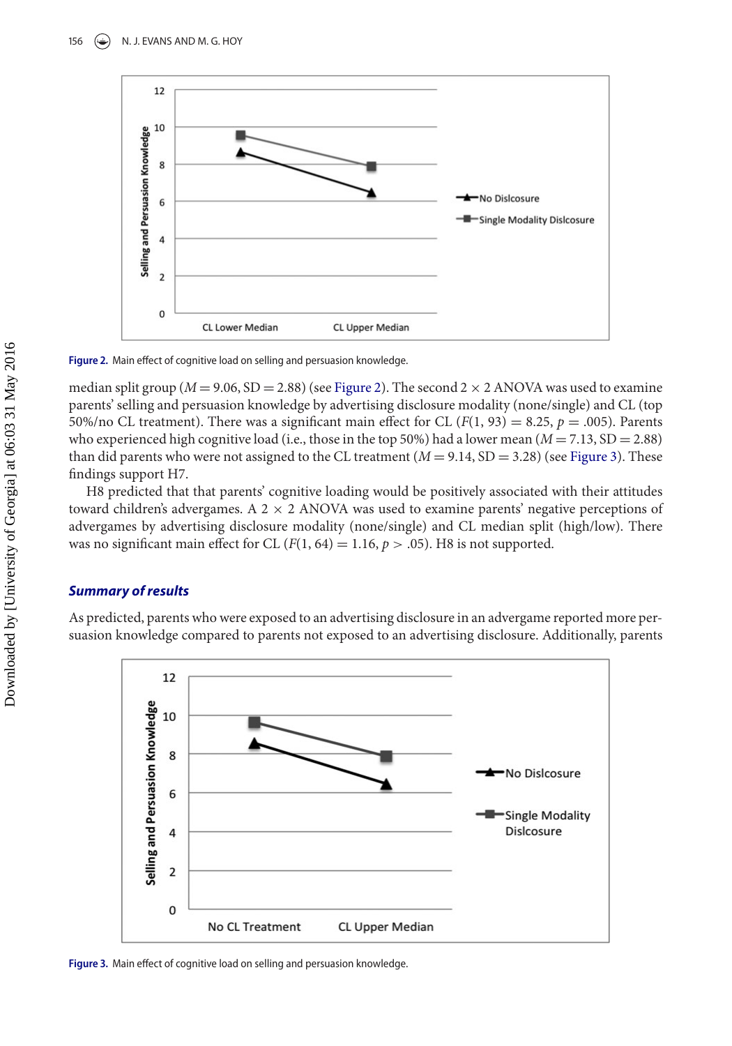Figure 2. Main effect of cognitive load on selling and persuasion knowledge.

median split group ($M = 9.06$, SD $= 2.88$) (see Figure 2). The second 2 × 2 ANOVA was used to examine parents' selling and persuasion knowledge by advertising disclosure modality (none/single) and CL (top 50%/no CL treatment). There was a significant main effect for CL ($F(1, 93) = 8.25$, $p = .005$). Parents who experienced high cognitive load (i.e., those in the top 50%) had a lower mean ($M = 7.13$, SD $= 2.88$) than did parents who were not assigned to the CL treatment ($M = 9.14$, SD $= 3.28$) (see Figure 3). These findings support H7.

H8 predicted that that parents' cognitive loading would be positively associated with their attitudes toward children's advergames. A 2 × 2 ANOVA was used to examine parents' negative perceptions of advergames by advertising disclosure modality (none/single) and CL median split (high/low). There was no significant main effect for CL ($F(1, 64) = 1.16$, $p > .05$). H8 is not supported.

### *Summary of results*

As predicted, parents who were exposed to an advertising disclosure in an advergame reported more persuasion knowledge compared to parents not exposed to an advertising disclosure. Additionally, parents

Figure 3. Main effect of cognitive load on selling and persuasion knowledge.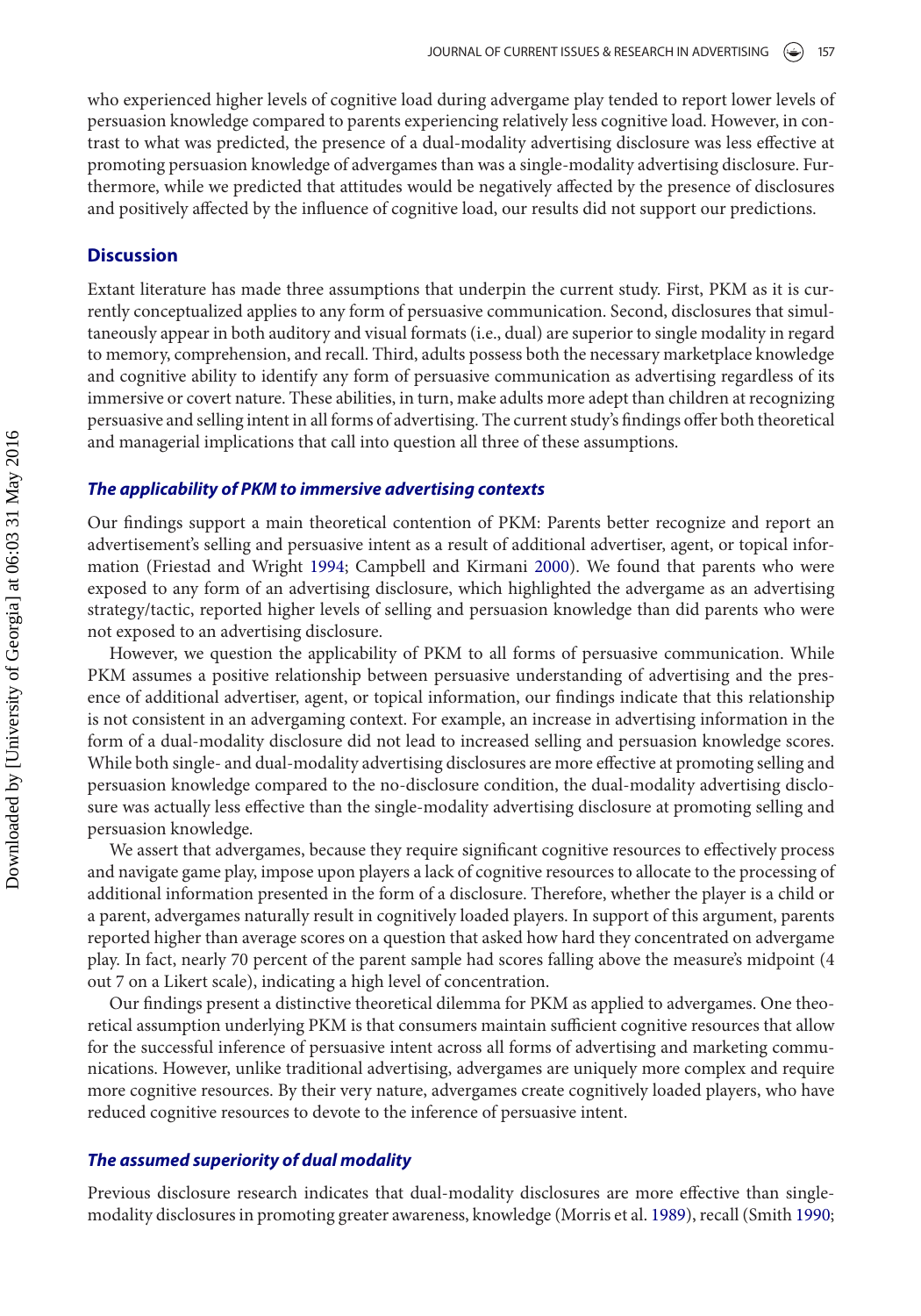who experienced higher levels of cognitive load during advergame play tended to report lower levels of persuasion knowledge compared to parents experiencing relatively less cognitive load. However, in contrast to what was predicted, the presence of a dual-modality advertising disclosure was less effective at promoting persuasion knowledge of advergames than was a single-modality advertising disclosure. Furthermore, while we predicted that attitudes would be negatively affected by the presence of disclosures and positively affected by the influence of cognitive load, our results did not support our predictions.

## Discussion

Extant literature has made three assumptions that underpin the current study. First, PKM as it is currently conceptualized applies to any form of persuasive communication. Second, disclosures that simultaneously appear in both auditory and visual formats (i.e., dual) are superior to single modality in regard to memory, comprehension, and recall. Third, adults possess both the necessary marketplace knowledge and cognitive ability to identify any form of persuasive communication as advertising regardless of its immersive or covert nature. These abilities, in turn, make adults more adept than children at recognizing persuasive and selling intent in all forms of advertising. The current study's findings offer both theoretical and managerial implications that call into question all three of these assumptions.

### *The applicability of PKM to immersive advertising contexts*

Our findings support a main theoretical contention of PKM: Parents better recognize and report an advertisement's selling and persuasive intent as a result of additional advertiser, agent, or topical information (Friestad and Wright 1994; Campbell and Kirmani 2000). We found that parents who were exposed to any form of an advertising disclosure, which highlighted the advergame as an advertising strategy/tactic, reported higher levels of selling and persuasion knowledge than did parents who were not exposed to an advertising disclosure.

However, we question the applicability of PKM to all forms of persuasive communication. While PKM assumes a positive relationship between persuasive understanding of advertising and the presence of additional advertiser, agent, or topical information, our findings indicate that this relationship is not consistent in an advergaming context. For example, an increase in advertising information in the form of a dual-modality disclosure did not lead to increased selling and persuasion knowledge scores. While both single- and dual-modality advertising disclosures are more effective at promoting selling and persuasion knowledge compared to the no-disclosure condition, the dual-modality advertising disclosure was actually less effective than the single-modality advertising disclosure at promoting selling and persuasion knowledge.

We assert that advergames, because they require significant cognitive resources to effectively process and navigate game play, impose upon players a lack of cognitive resources to allocate to the processing of additional information presented in the form of a disclosure. Therefore, whether the player is a child or a parent, advergames naturally result in cognitively loaded players. In support of this argument, parents reported higher than average scores on a question that asked how hard they concentrated on advergame play. In fact, nearly 70 percent of the parent sample had scores falling above the measure's midpoint (4 out 7 on a Likert scale), indicating a high level of concentration.

Our findings present a distinctive theoretical dilemma for PKM as applied to advergames. One theoretical assumption underlying PKM is that consumers maintain sufficient cognitive resources that allow for the successful inference of persuasive intent across all forms of advertising and marketing communications. However, unlike traditional advertising, advergames are uniquely more complex and require more cognitive resources. By their very nature, advergames create cognitively loaded players, who have reduced cognitive resources to devote to the inference of persuasive intent.

### *The assumed superiority of dual modality*

Previous disclosure research indicates that dual-modality disclosures are more effective than single-modality disclosures in promoting greater awareness, knowledge (Morris et al. 1989), recall (Smith 1990;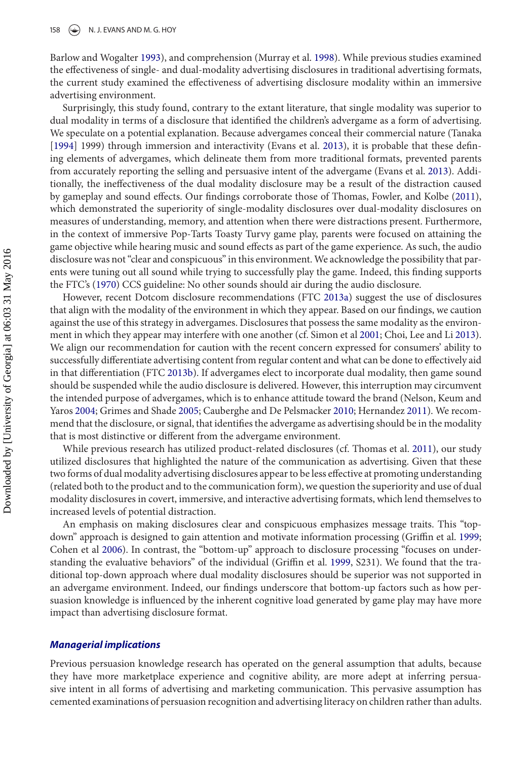Barlow and Wogalter 1993), and comprehension (Murray et al. 1998). While previous studies examined the effectiveness of single- and dual-modality advertising disclosures in traditional advertising formats, the current study examined the effectiveness of advertising disclosure modality within an immersive advertising environment.

Surprisingly, this study found, contrary to the extant literature, that single modality was superior to dual modality in terms of a disclosure that identified the children's advergame as a form of advertising. We speculate on a potential explanation. Because advergames conceal their commercial nature (Tanaka [1994] 1999) through immersion and interactivity (Evans et al. 2013), it is probable that these defining elements of advergames, which delineate them from more traditional formats, prevented parents from accurately reporting the selling and persuasive intent of the advergame (Evans et al. 2013). Additionally, the ineffectiveness of the dual modality disclosure may be a result of the distraction caused by gameplay and sound effects. Our findings corroborate those of Thomas, Fowler, and Kolbe (2011), which demonstrated the superiority of single-modality disclosures over dual-modality disclosures on measures of understanding, memory, and attention when there were distractions present. Furthermore, in the context of immersive Pop-Tarts Toasty Turvy game play, parents were focused on attaining the game objective while hearing music and sound effects as part of the game experience. As such, the audio disclosure was not "clear and conspicuous" in this environment. We acknowledge the possibility that parents were tuning out all sound while trying to successfully play the game. Indeed, this finding supports the FTC's (1970) CCS guideline: No other sounds should air during the audio disclosure.

However, recent Dotcom disclosure recommendations (FTC 2013a) suggest the use of disclosures that align with the modality of the environment in which they appear. Based on our findings, we caution against the use of this strategy in advergames. Disclosures that possess the same modality as the environment in which they appear may interfere with one another (cf. Simon et al 2001; Choi, Lee and Li 2013). We align our recommendation for caution with the recent concern expressed for consumers' ability to successfully differentiate advertising content from regular content and what can be done to effectively aid in that differentiation (FTC 2013b). If advergames elect to incorporate dual modality, then game sound should be suspended while the audio disclosure is delivered. However, this interruption may circumvent the intended purpose of advergames, which is to enhance attitude toward the brand (Nelson, Keum and Yaros 2004; Grimes and Shade 2005; Cauberghe and De Pelsmacker 2010; Hernandez 2011). We recommend that the disclosure, or signal, that identifies the advergame as advertising should be in the modality that is most distinctive or different from the advergame environment.

While previous research has utilized product-related disclosures (cf. Thomas et al. 2011), our study utilized disclosures that highlighted the nature of the communication as advertising. Given that these two forms of dual modality advertising disclosures appear to be less effective at promoting understanding (related both to the product and to the communication form), we question the superiority and use of dual modality disclosures in covert, immersive, and interactive advertising formats, which lend themselves to increased levels of potential distraction.

An emphasis on making disclosures clear and conspicuous emphasizes message traits. This "top-down" approach is designed to gain attention and motivate information processing (Griffin et al. 1999; Cohen et al 2006). In contrast, the "bottom-up" approach to disclosure processing "focuses on understanding the evaluative behaviors" of the individual (Griffin et al. 1999, S231). We found that the traditional top-down approach where dual modality disclosures should be superior was not supported in an advergame environment. Indeed, our findings underscore that bottom-up factors such as how persuasion knowledge is influenced by the inherent cognitive load generated by game play may have more impact than advertising disclosure format.

### *Managerial implications*

Previous persuasion knowledge research has operated on the general assumption that adults, because they have more marketplace experience and cognitive ability, are more adept at inferring persuasive intent in all forms of advertising and marketing communication. This pervasive assumption has cemented examinations of persuasion recognition and advertising literacy on children rather than adults.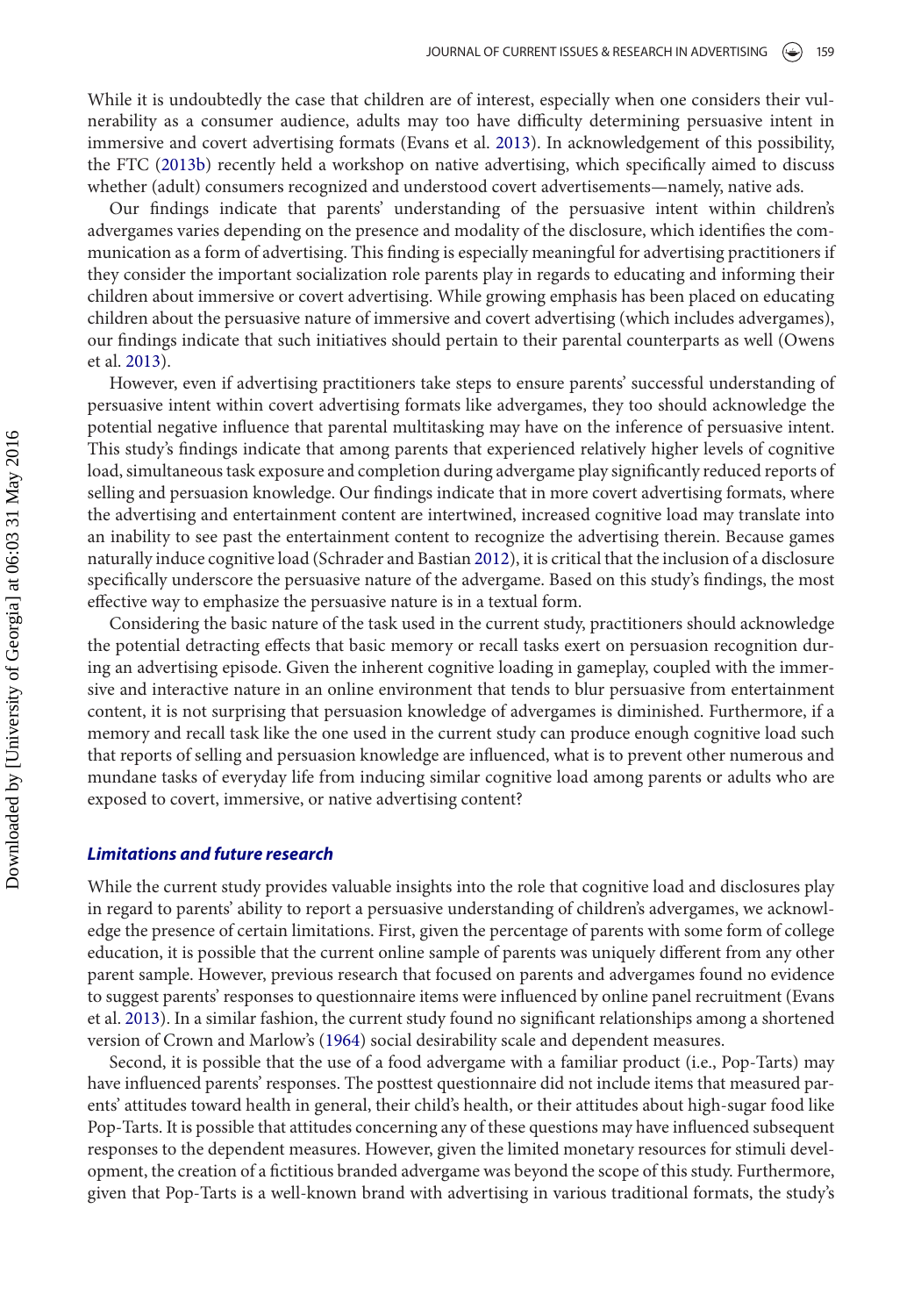While it is undoubtedly the case that children are of interest, especially when one considers their vulnerability as a consumer audience, adults may too have difficulty determining persuasive intent in immersive and covert advertising formats (Evans et al. 2013). In acknowledgement of this possibility, the FTC (2013b) recently held a workshop on native advertising, which specifically aimed to discuss whether (adult) consumers recognized and understood covert advertisements—namely, native ads.

Our findings indicate that parents' understanding of the persuasive intent within children's advergames varies depending on the presence and modality of the disclosure, which identifies the communication as a form of advertising. This finding is especially meaningful for advertising practitioners if they consider the important socialization role parents play in regards to educating and informing their children about immersive or covert advertising. While growing emphasis has been placed on educating children about the persuasive nature of immersive and covert advertising (which includes advergames), our findings indicate that such initiatives should pertain to their parental counterparts as well (Owens et al. 2013).

However, even if advertising practitioners take steps to ensure parents' successful understanding of persuasive intent within covert advertising formats like advergames, they too should acknowledge the potential negative influence that parental multitasking may have on the inference of persuasive intent. This study's findings indicate that among parents that experienced relatively higher levels of cognitive load, simultaneous task exposure and completion during advergame play significantly reduced reports of selling and persuasion knowledge. Our findings indicate that in more covert advertising formats, where the advertising and entertainment content are intertwined, increased cognitive load may translate into an inability to see past the entertainment content to recognize the advertising therein. Because games naturally induce cognitive load (Schrader and Bastian 2012), it is critical that the inclusion of a disclosure specifically underscore the persuasive nature of the advergame. Based on this study's findings, the most effective way to emphasize the persuasive nature is in a textual form.

Considering the basic nature of the task used in the current study, practitioners should acknowledge the potential detracting effects that basic memory or recall tasks exert on persuasion recognition during an advertising episode. Given the inherent cognitive loading in gameplay, coupled with the immersive and interactive nature in an online environment that tends to blur persuasive from entertainment content, it is not surprising that persuasion knowledge of advergames is diminished. Furthermore, if a memory and recall task like the one used in the current study can produce enough cognitive load such that reports of selling and persuasion knowledge are influenced, what is to prevent other numerous and mundane tasks of everyday life from inducing similar cognitive load among parents or adults who are exposed to covert, immersive, or native advertising content?

### *Limitations and future research*

While the current study provides valuable insights into the role that cognitive load and disclosures play in regard to parents' ability to report a persuasive understanding of children's advergames, we acknowledge the presence of certain limitations. First, given the percentage of parents with some form of college education, it is possible that the current online sample of parents was uniquely different from any other parent sample. However, previous research that focused on parents and advergames found no evidence to suggest parents' responses to questionnaire items were influenced by online panel recruitment (Evans et al. 2013). In a similar fashion, the current study found no significant relationships among a shortened version of Crown and Marlow's (1964) social desirability scale and dependent measures.

Second, it is possible that the use of a food advergame with a familiar product (i.e., Pop-Tarts) may have influenced parents' responses. The posttest questionnaire did not include items that measured parents' attitudes toward health in general, their child's health, or their attitudes about high-sugar food like Pop-Tarts. It is possible that attitudes concerning any of these questions may have influenced subsequent responses to the dependent measures. However, given the limited monetary resources for stimuli development, the creation of a fictitious branded advergame was beyond the scope of this study. Furthermore, given that Pop-Tarts is a well-known brand with advertising in various traditional formats, the study's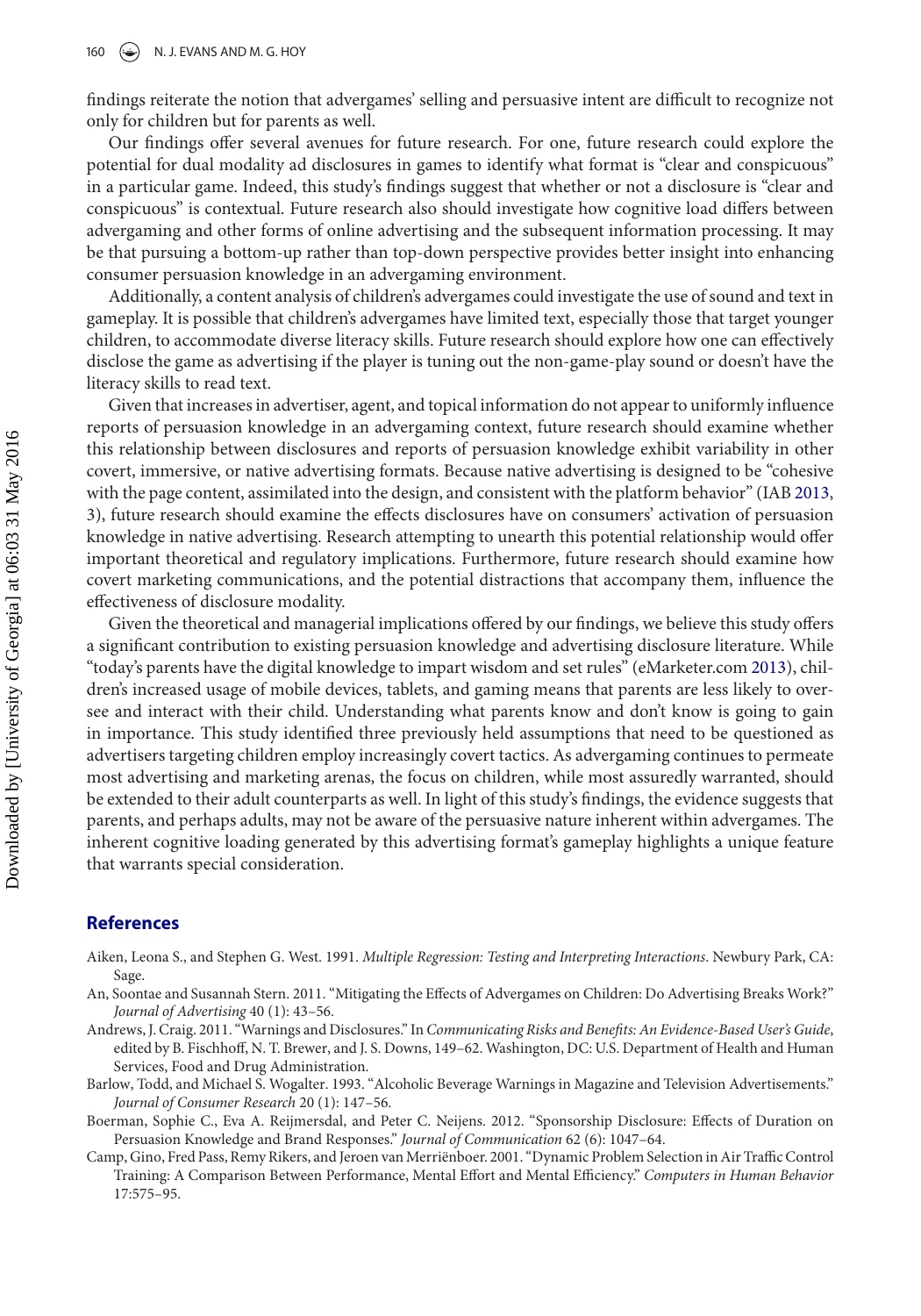findings reiterate the notion that advergames' selling and persuasive intent are difficult to recognize not only for children but for parents as well.

Our findings offer several avenues for future research. For one, future research could explore the potential for dual modality ad disclosures in games to identify what format is "clear and conspicuous" in a particular game. Indeed, this study's findings suggest that whether or not a disclosure is "clear and conspicuous" is contextual. Future research also should investigate how cognitive load differs between advergaming and other forms of online advertising and the subsequent information processing. It may be that pursuing a bottom-up rather than top-down perspective provides better insight into enhancing consumer persuasion knowledge in an advergaming environment.

Additionally, a content analysis of children's advergames could investigate the use of sound and text in gameplay. It is possible that children's advergames have limited text, especially those that target younger children, to accommodate diverse literacy skills. Future research should explore how one can effectively disclose the game as advertising if the player is tuning out the non-game-play sound or doesn't have the literacy skills to read text.

Given that increases in advertiser, agent, and topical information do not appear to uniformly influence reports of persuasion knowledge in an advergaming context, future research should examine whether this relationship between disclosures and reports of persuasion knowledge exhibit variability in other covert, immersive, or native advertising formats. Because native advertising is designed to be "cohesive with the page content, assimilated into the design, and consistent with the platform behavior" (IAB 2013, 3), future research should examine the effects disclosures have on consumers' activation of persuasion knowledge in native advertising. Research attempting to unearth this potential relationship would offer important theoretical and regulatory implications. Furthermore, future research should examine how covert marketing communications, and the potential distractions that accompany them, influence the effectiveness of disclosure modality.

Given the theoretical and managerial implications offered by our findings, we believe this study offers a significant contribution to existing persuasion knowledge and advertising disclosure literature. While "today's parents have the digital knowledge to impart wisdom and set rules" (eMarketer.com 2013), children's increased usage of mobile devices, tablets, and gaming means that parents are less likely to oversee and interact with their child. Understanding what parents know and don't know is going to gain in importance. This study identified three previously held assumptions that need to be questioned as advertisers targeting children employ increasingly covert tactics. As advergaming continues to permeate most advertising and marketing arenas, the focus on children, while most assuredly warranted, should be extended to their adult counterparts as well. In light of this study's findings, the evidence suggests that parents, and perhaps adults, may not be aware of the persuasive nature inherent within advergames. The inherent cognitive loading generated by this advertising format's gameplay highlights a unique feature that warrants special consideration.

## References

Aiken, Leona S., and Stephen G. West. 1991. *Multiple Regression: Testing and Interpreting Interactions*. Newbury Park, CA: Sage.

An, Soontae and Susannah Stern. 2011. "Mitigating the Effects of Advergames on Children: Do Advertising Breaks Work?" *Journal of Advertising* 40 (1): 43–56.

Andrews, J. Craig. 2011. "Warnings and Disclosures." In *Communicating Risks and Benefits: An Evidence-Based User's Guide*, edited by B. Fischhoff, N. T. Brewer, and J. S. Downs, 149–62. Washington, DC: U.S. Department of Health and Human Services, Food and Drug Administration.

Barlow, Todd, and Michael S. Wogalter. 1993. "Alcoholic Beverage Warnings in Magazine and Television Advertisements." *Journal of Consumer Research* 20 (1): 147–56.

Boerman, Sophie C., Eva A. Reijmersdal, and Peter C. Neijens. 2012. "Sponsorship Disclosure: Effects of Duration on Persuasion Knowledge and Brand Responses." *Journal of Communication* 62 (6): 1047–64.

Camp, Gino, Fred Pass, Remy Rikers, and Jeroen van Merriënboer. 2001. "Dynamic Problem Selection in Air Traffic Control Training: A Comparison Between Performance, Mental Effort and Mental Efficiency." *Computers in Human Behavior* 17:575–95.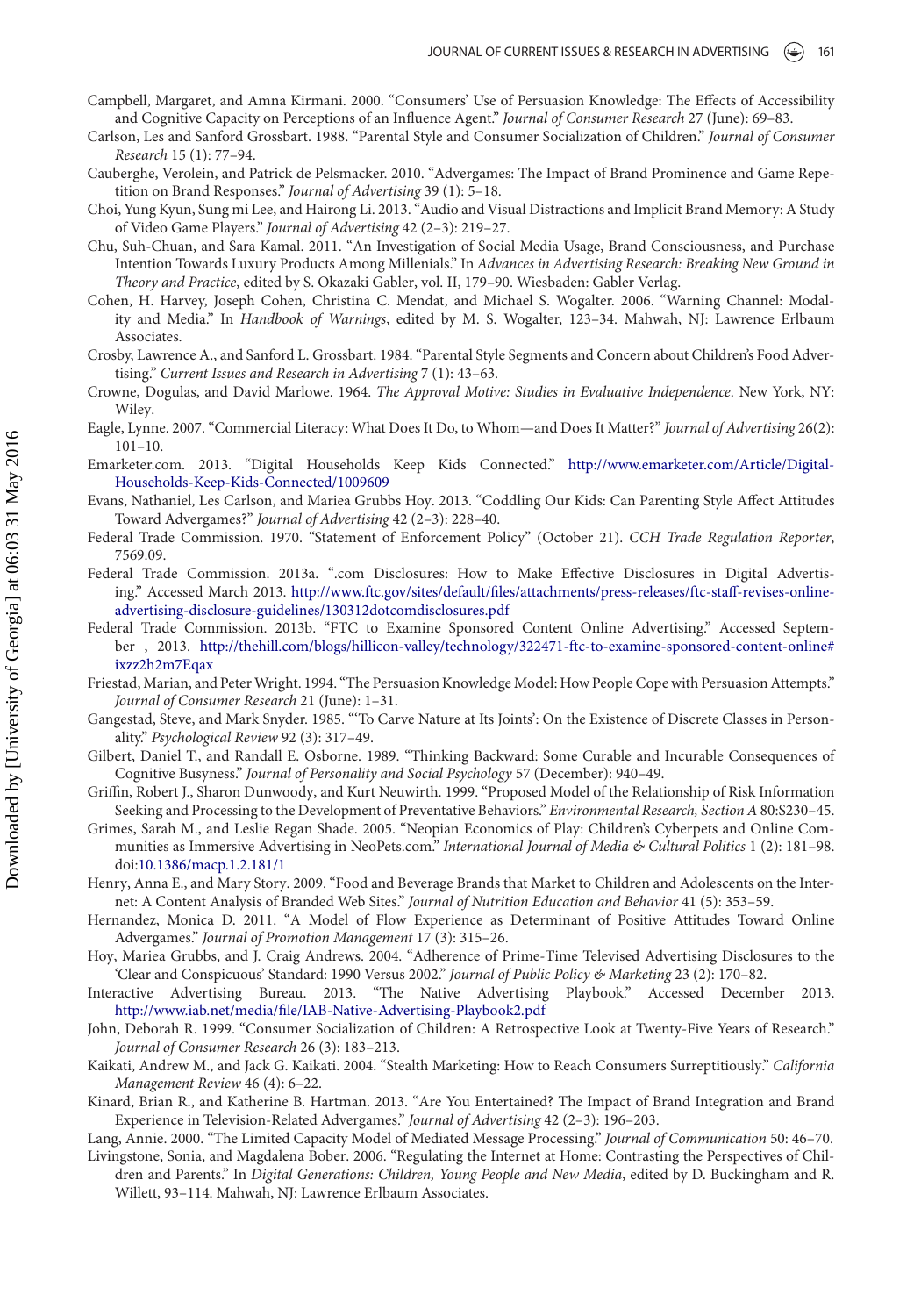Campbell, Margaret, and Amna Kirmani. 2000. "Consumers' Use of Persuasion Knowledge: The Effects of Accessibility and Cognitive Capacity on Perceptions of an Influence Agent." *Journal of Consumer Research* 27 (June): 69–83.

Carlson, Les and Sanford Grossbart. 1988. "Parental Style and Consumer Socialization of Children." *Journal of Consumer Research* 15 (1): 77–94.

Cauberghe, Verolein, and Patrick de Pelsmacker. 2010. "Advergames: The Impact of Brand Prominence and Game Repetition on Brand Responses." *Journal of Advertising* 39 (1): 5–18.

Choi, Yung Kyun, Sung mi Lee, and Hairong Li. 2013. "Audio and Visual Distractions and Implicit Brand Memory: A Study of Video Game Players." *Journal of Advertising* 42 (2–3): 219–27.

Chu, Suh-Chuan, and Sara Kamal. 2011. "An Investigation of Social Media Usage, Brand Consciousness, and Purchase Intention Towards Luxury Products Among Millenials." In *Advances in Advertising Research: Breaking New Ground in Theory and Practice*, edited by S. Okazaki Gabler, vol. II, 179–90. Wiesbaden: Gabler Verlag.

Cohen, H. Harvey, Joseph Cohen, Christina C. Mendat, and Michael S. Wogalter. 2006. "Warning Channel: Modality and Media." In *Handbook of Warnings*, edited by M. S. Wogalter, 123–34. Mahwah, NJ: Lawrence Erlbaum Associates.

Crosby, Lawrence A., and Sanford L. Grossbart. 1984. "Parental Style Segments and Concern about Children's Food Advertising." *Current Issues and Research in Advertising* 7 (1): 43–63.

Crowne, Dogulas, and David Marlowe. 1964. *The Approval Motive: Studies in Evaluative Independence*. New York, NY: Wiley.

Eagle, Lynne. 2007. "Commercial Literacy: What Does It Do, to Whom—and Does It Matter?" *Journal of Advertising* 26(2): 101–10.

Emarketer.com. 2013. "Digital Households Keep Kids Connected." http://www.emarketer.com/Article/Digital-Households-Keep-Kids-Connected/1009609

Evans, Nathaniel, Les Carlson, and Mariea Grubbs Hoy. 2013. "Coddling Our Kids: Can Parenting Style Affect Attitudes Toward Advergames?" *Journal of Advertising* 42 (2–3): 228–40.

Federal Trade Commission. 1970. "Statement of Enforcement Policy" (October 21). *CCH Trade Regulation Reporter*, 7569.09.

Federal Trade Commission. 2013a. ".com Disclosures: How to Make Effective Disclosures in Digital Advertising." Accessed March 2013. http://www.ftc.gov/sites/default/files/attachments/press-releases/ftc-staff-revises-online-advertising-disclosure-guidelines/130312dotcomdisclosures.pdf

Federal Trade Commission. 2013b. "FTC to Examine Sponsored Content Online Advertising." Accessed September , 2013. http://thehill.com/blogs/hillicon-valley/technology/322471-ftc-to-examine-sponsored-content-online#ixzz2h2m7Eqax

Friestad, Marian, and Peter Wright. 1994. "The Persuasion Knowledge Model: How People Cope with Persuasion Attempts." *Journal of Consumer Research* 21 (June): 1–31.

Gangestad, Steve, and Mark Snyder. 1985. "'To Carve Nature at Its Joints': On the Existence of Discrete Classes in Personality." *Psychological Review* 92 (3): 317–49.

Gilbert, Daniel T., and Randall E. Osborne. 1989. "Thinking Backward: Some Curable and Incurable Consequences of Cognitive Busyness." *Journal of Personality and Social Psychology* 57 (December): 940–49.

Griffin, Robert J., Sharon Dunwoody, and Kurt Neuwirth. 1999. "Proposed Model of the Relationship of Risk Information Seeking and Processing to the Development of Preventative Behaviors." *Environmental Research, Section A* 80:S230–45.

Grimes, Sarah M., and Leslie Regan Shade. 2005. "Neopian Economics of Play: Children's Cyberpets and Online Communities as Immersive Advertising in NeoPets.com." *International Journal of Media & Cultural Politics* 1 (2): 181–98. doi:10.1386/macp.1.2.181/1

Henry, Anna E., and Mary Story. 2009. "Food and Beverage Brands that Market to Children and Adolescents on the Internet: A Content Analysis of Branded Web Sites." *Journal of Nutrition Education and Behavior* 41 (5): 353–59.

Hernandez, Monica D. 2011. "A Model of Flow Experience as Determinant of Positive Attitudes Toward Online Advergames." *Journal of Promotion Management* 17 (3): 315–26.

Hoy, Mariea Grubbs, and J. Craig Andrews. 2004. "Adherence of Prime-Time Televised Advertising Disclosures to the 'Clear and Conspicuous' Standard: 1990 Versus 2002." *Journal of Public Policy & Marketing* 23 (2): 170–82.

Interactive Advertising Bureau. 2013. "The Native Advertising Playbook." Accessed December 2013. http://www.iab.net/media/file/IAB-Native-Advertising-Playbook2.pdf

John, Deborah R. 1999. "Consumer Socialization of Children: A Retrospective Look at Twenty-Five Years of Research." *Journal of Consumer Research* 26 (3): 183–213.

Kaikati, Andrew M., and Jack G. Kaikati. 2004. "Stealth Marketing: How to Reach Consumers Surreptitiously." *California Management Review* 46 (4): 6–22.

Kinard, Brian R., and Katherine B. Hartman. 2013. "Are You Entertained? The Impact of Brand Integration and Brand Experience in Television-Related Advergames." *Journal of Advertising* 42 (2–3): 196–203.

Lang, Annie. 2000. "The Limited Capacity Model of Mediated Message Processing." *Journal of Communication* 50: 46–70.

Livingstone, Sonia, and Magdalena Bober. 2006. "Regulating the Internet at Home: Contrasting the Perspectives of Children and Parents." In *Digital Generations: Children, Young People and New Media*, edited by D. Buckingham and R. Willett, 93–114. Mahwah, NJ: Lawrence Erlbaum Associates.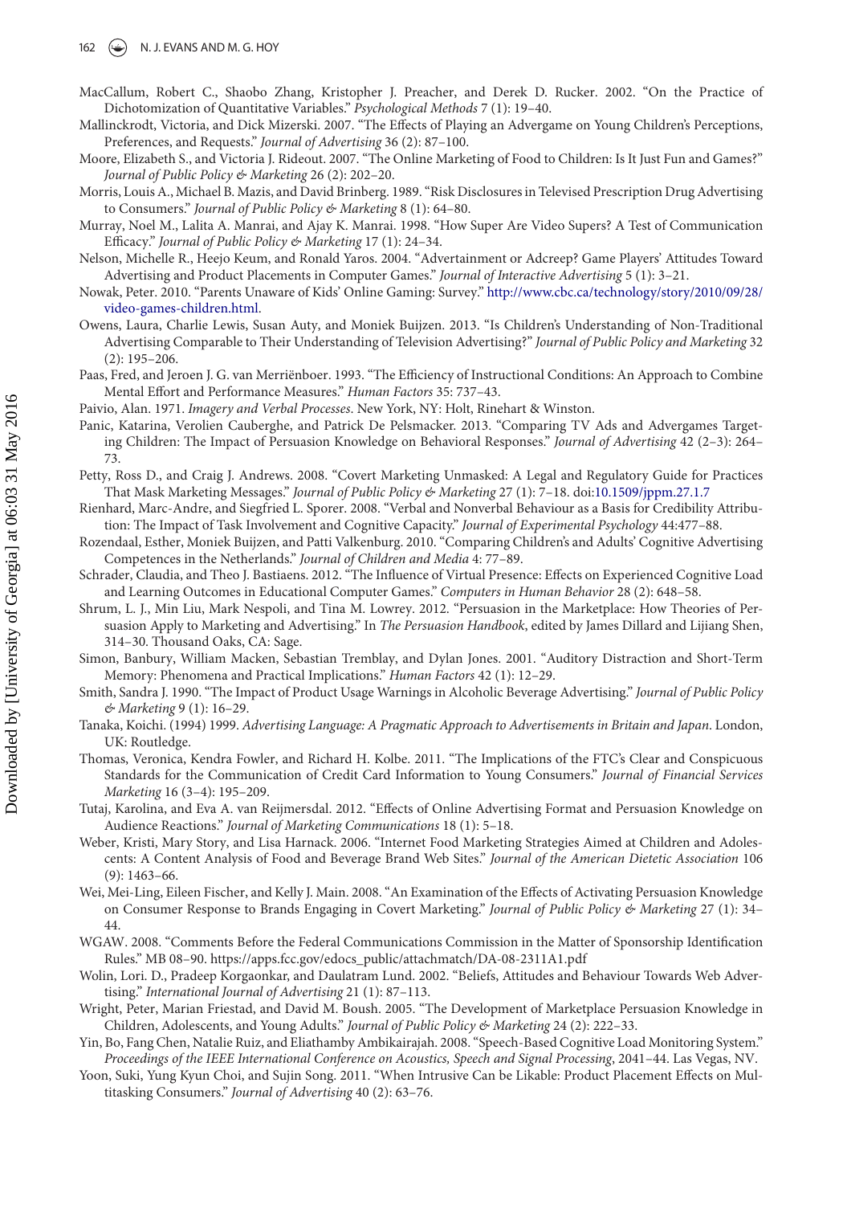MacCallum, Robert C., Shaobo Zhang, Kristopher J. Preacher, and Derek D. Rucker. 2002. "On the Practice of Dichotomization of Quantitative Variables." *Psychological Methods* 7 (1): 19–40.

Mallinckrodt, Victoria, and Dick Mizerski. 2007. "The Effects of Playing an Advergame on Young Children's Perceptions, Preferences, and Requests." *Journal of Advertising* 36 (2): 87–100.

Moore, Elizabeth S., and Victoria J. Rideout. 2007. "The Online Marketing of Food to Children: Is It Just Fun and Games?" *Journal of Public Policy & Marketing* 26 (2): 202–20.

Morris, Louis A., Michael B. Mazis, and David Brinberg. 1989. "Risk Disclosures in Televised Prescription Drug Advertising to Consumers." *Journal of Public Policy & Marketing* 8 (1): 64–80.

Murray, Noel M., Lalita A. Manrai, and Ajay K. Manrai. 1998. "How Super Are Video Supers? A Test of Communication Efficacy." *Journal of Public Policy & Marketing* 17 (1): 24–34.

Nelson, Michelle R., Heejo Keum, and Ronald Yaros. 2004. "Advertainment or Adcreep? Game Players' Attitudes Toward Advertising and Product Placements in Computer Games." *Journal of Interactive Advertising* 5 (1): 3–21.

Nowak, Peter. 2010. "Parents Unaware of Kids' Online Gaming: Survey." http://www.cbc.ca/technology/story/2010/09/28/video-games-children.html.

Owens, Laura, Charlie Lewis, Susan Auty, and Moniek Buijzen. 2013. "Is Children's Understanding of Non-Traditional Advertising Comparable to Their Understanding of Television Advertising?" *Journal of Public Policy and Marketing* 32 (2): 195–206.

Paas, Fred, and Jeroen J. G. van Merriënboer. 1993. "The Efficiency of Instructional Conditions: An Approach to Combine Mental Effort and Performance Measures." *Human Factors* 35: 737–43.

Paivio, Alan. 1971. *Imagery and Verbal Processes*. New York, NY: Holt, Rinehart & Winston.

Panic, Katarina, Verolien Cauberghe, and Patrick De Pelsmacker. 2013. "Comparing TV Ads and Advergames Targeting Children: The Impact of Persuasion Knowledge on Behavioral Responses." *Journal of Advertising* 42 (2–3): 264–73.

Petty, Ross D., and Craig J. Andrews. 2008. "Covert Marketing Unmasked: A Legal and Regulatory Guide for Practices That Mask Marketing Messages." *Journal of Public Policy & Marketing* 27 (1): 7–18. doi:10.1509/jppm.27.1.7

Rienhard, Marc-Andre, and Siegfried L. Sporer. 2008. "Verbal and Nonverbal Behaviour as a Basis for Credibility Attribution: The Impact of Task Involvement and Cognitive Capacity." *Journal of Experimental Psychology* 44:477–88.

Rozendaal, Esther, Moniek Buijzen, and Patti Valkenburg. 2010. "Comparing Children's and Adults' Cognitive Advertising Competences in the Netherlands." *Journal of Children and Media* 4: 77–89.

Schrader, Claudia, and Theo J. Bastiaens. 2012. "The Influence of Virtual Presence: Effects on Experienced Cognitive Load and Learning Outcomes in Educational Computer Games." *Computers in Human Behavior* 28 (2): 648–58.

Shrum, L. J., Min Liu, Mark Nespoli, and Tina M. Lowrey. 2012. "Persuasion in the Marketplace: How Theories of Persuasion Apply to Marketing and Advertising." In *The Persuasion Handbook*, edited by James Dillard and Lijiang Shen, 314–30. Thousand Oaks, CA: Sage.

Simon, Banbury, William Macken, Sebastian Tremblay, and Dylan Jones. 2001. "Auditory Distraction and Short-Term Memory: Phenomena and Practical Implications." *Human Factors* 42 (1): 12–29.

Smith, Sandra J. 1990. "The Impact of Product Usage Warnings in Alcoholic Beverage Advertising." *Journal of Public Policy & Marketing* 9 (1): 16–29.

Tanaka, Koichi. (1994) 1999. *Advertising Language: A Pragmatic Approach to Advertisements in Britain and Japan*. London, UK: Routledge.

Thomas, Veronica, Kendra Fowler, and Richard H. Kolbe. 2011. "The Implications of the FTC's Clear and Conspicuous Standards for the Communication of Credit Card Information to Young Consumers." *Journal of Financial Services Marketing* 16 (3–4): 195–209.

Tutaj, Karolina, and Eva A. van Reijmersdal. 2012. "Effects of Online Advertising Format and Persuasion Knowledge on Audience Reactions." *Journal of Marketing Communications* 18 (1): 5–18.

Weber, Kristi, Mary Story, and Lisa Harnack. 2006. "Internet Food Marketing Strategies Aimed at Children and Adolescents: A Content Analysis of Food and Beverage Brand Web Sites." *Journal of the American Dietetic Association* 106 (9): 1463–66.

Wei, Mei-Ling, Eileen Fischer, and Kelly J. Main. 2008. "An Examination of the Effects of Activating Persuasion Knowledge on Consumer Response to Brands Engaging in Covert Marketing." *Journal of Public Policy & Marketing* 27 (1): 34–44.

WGAW. 2008. "Comments Before the Federal Communications Commission in the Matter of Sponsorship Identification Rules." MB 08–90. https://apps.fcc.gov/edocs_public/attachmatch/DA-08-2311A1.pdf

Wolin, Lori. D., Pradeep Korgaonkar, and Daulatram Lund. 2002. "Beliefs, Attitudes and Behaviour Towards Web Advertising." *International Journal of Advertising* 21 (1): 87–113.

Wright, Peter, Marian Friestad, and David M. Boush. 2005. "The Development of Marketplace Persuasion Knowledge in Children, Adolescents, and Young Adults." *Journal of Public Policy & Marketing* 24 (2): 222–33.

Yin, Bo, Fang Chen, Natalie Ruiz, and Eliathamby Ambikairajah. 2008. "Speech-Based Cognitive Load Monitoring System." *Proceedings of the IEEE International Conference on Acoustics, Speech and Signal Processing*, 2041–44. Las Vegas, NV.

Yoon, Suki, Yung Kyun Choi, and Sujin Song. 2011. "When Intrusive Can be Likable: Product Placement Effects on Multitasking Consumers." *Journal of Advertising* 40 (2): 63–76.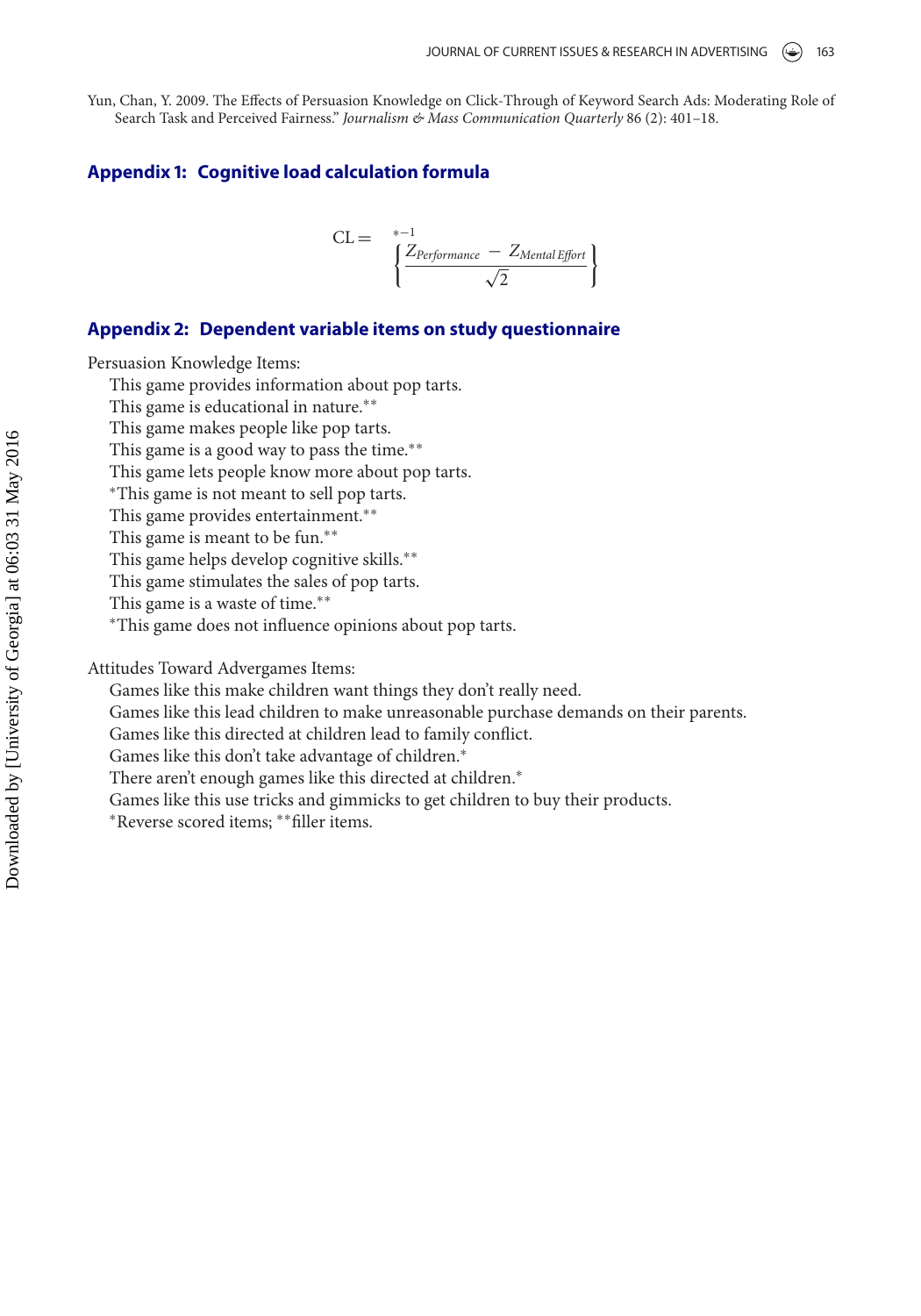Yun, Chan, Y. 2009. The Effects of Persuasion Knowledge on Click-Through of Keyword Search Ads: Moderating Role of Search Task and Perceived Fairness." *Journalism & Mass Communication Quarterly* 86 (2): 401–18.

## Appendix 1: Cognitive load calculation formula

$$\mathrm{CL} = {}^{*-1}\left\{\frac{Z_{Performance} - Z_{Mental\,Effort}}{\sqrt{2}}\right\}$$

## Appendix 2: Dependent variable items on study questionnaire

Persuasion Knowledge Items:

- This game provides information about pop tarts.
- This game is educational in nature.**
- This game makes people like pop tarts.
- This game is a good way to pass the time.**
- This game lets people know more about pop tarts.
- *This game is not meant to sell pop tarts.
- This game provides entertainment.**
- This game is meant to be fun.**
- This game helps develop cognitive skills.**
- This game stimulates the sales of pop tarts.
- This game is a waste of time.**
- *This game does not influence opinions about pop tarts.

Attitudes Toward Advergames Items:

- Games like this make children want things they don't really need.
- Games like this lead children to make unreasonable purchase demands on their parents.
- Games like this directed at children lead to family conflict.
- Games like this don't take advantage of children.*
- There aren't enough games like this directed at children.*
- Games like this use tricks and gimmicks to get children to buy their products.

*Reverse scored items; **filler items.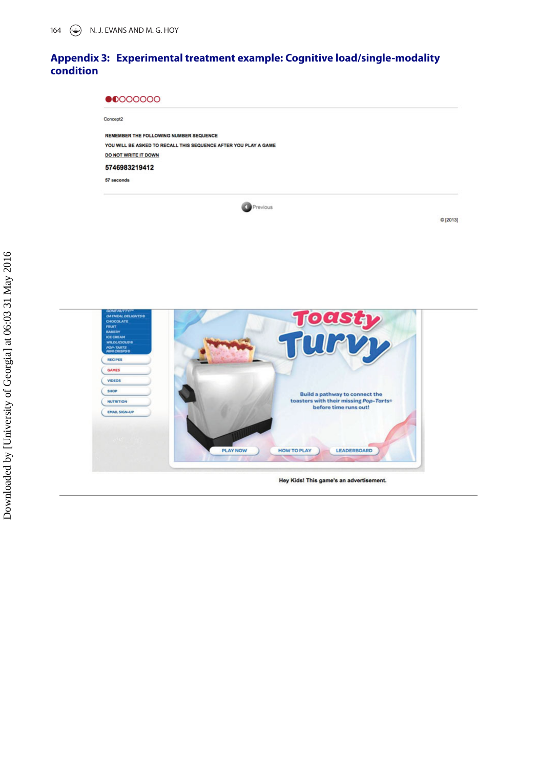## Appendix 3: Experimental treatment example: Cognitive load/single-modality condition

Concept2

REMEMBER THE FOLLOWING NUMBER SEQUENCE

YOU WILL BE ASKED TO RECALL THIS SEQUENCE AFTER YOU PLAY A GAME

DO NOT WRITE IT DOWN

**5746983219412**

57 seconds

Previous

© [2013]

GONE NUTTY!™
OATMEAL DELIGHTS®
CHOCOLATE
FRUIT
BAKERY
ICE CREAM
WILDLICIOUS®
POP-TARTS MINI CRISPS®

RECIPES
GAMES
VIDEOS
SHOP
NUTRITION
EMAIL SIGN-UP

Toasty Turvy

Build a pathway to connect the toasters with their missing Pop-Tarts® before time runs out!

PLAY NOW
HOW TO PLAY
LEADERBOARD

Hey Kids! This game's an advertisement.